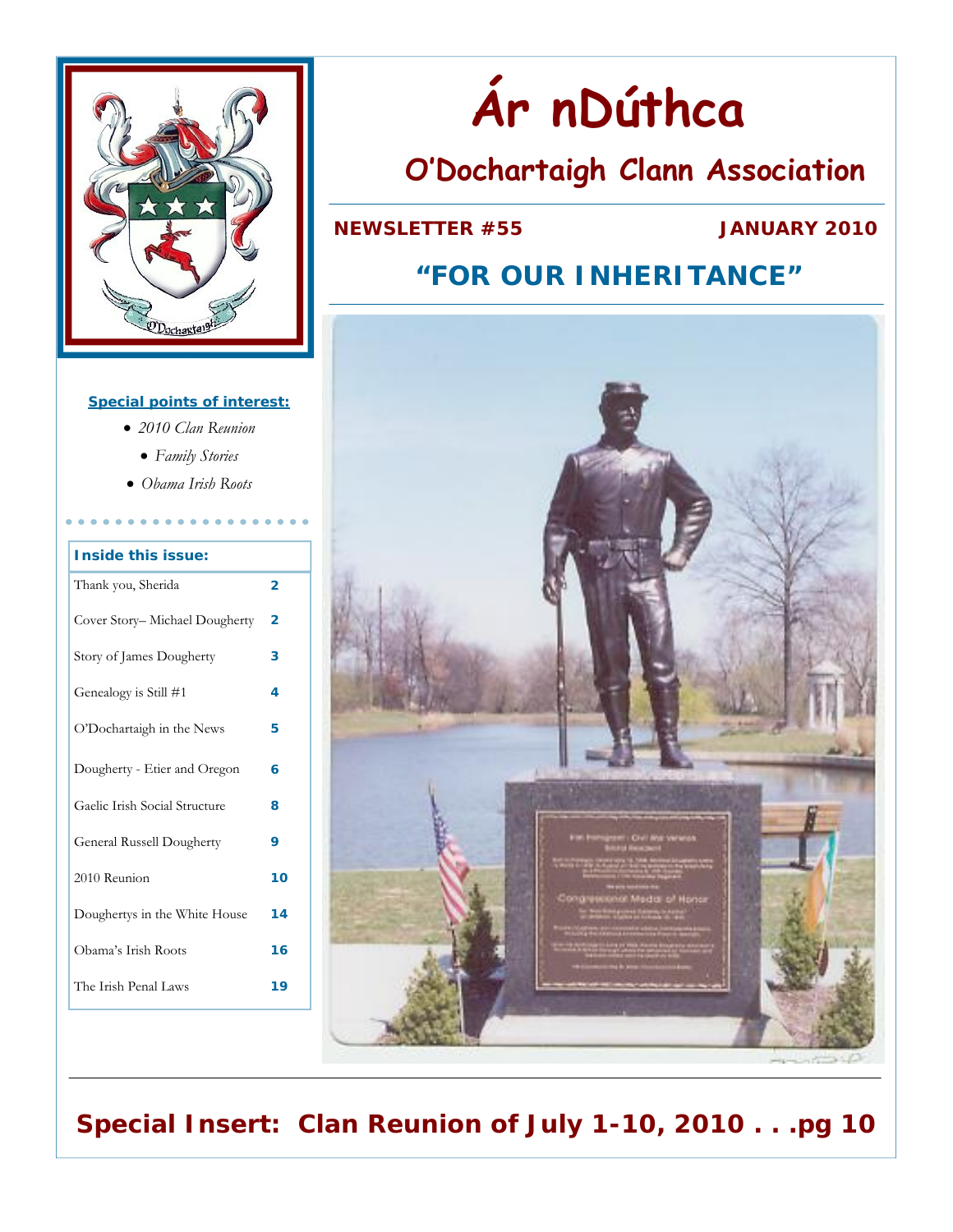# Ár nDúthca

## O'Dochartaigh Clann Association

**NEWSLETTER #55** **JANUARY 2010**

## "FOR OUR INHERITANCE"

**Special points of interest:**

- *2010 Clan Reunion*
- *Family Stories*
- *Obama Irish Roots*

| Inside this issue: | |
|---|---|
| Thank you, Sherida | 2 |
| Cover Story– Michael Dougherty | 2 |
| Story of James Dougherty | 3 |
| Genealogy is Still #1 | 4 |
| O'Dochartaigh in the News | 5 |
| Dougherty - Etier and Oregon | 6 |
| Gaelic Irish Social Structure | 8 |
| General Russell Dougherty | 9 |
| 2010 Reunion | 10 |
| Doughertys in the White House | 14 |
| Obama's Irish Roots | 16 |
| The Irish Penal Laws | 19 |

## Special Insert: Clan Reunion of July 1-10, 2010 . . .pg 10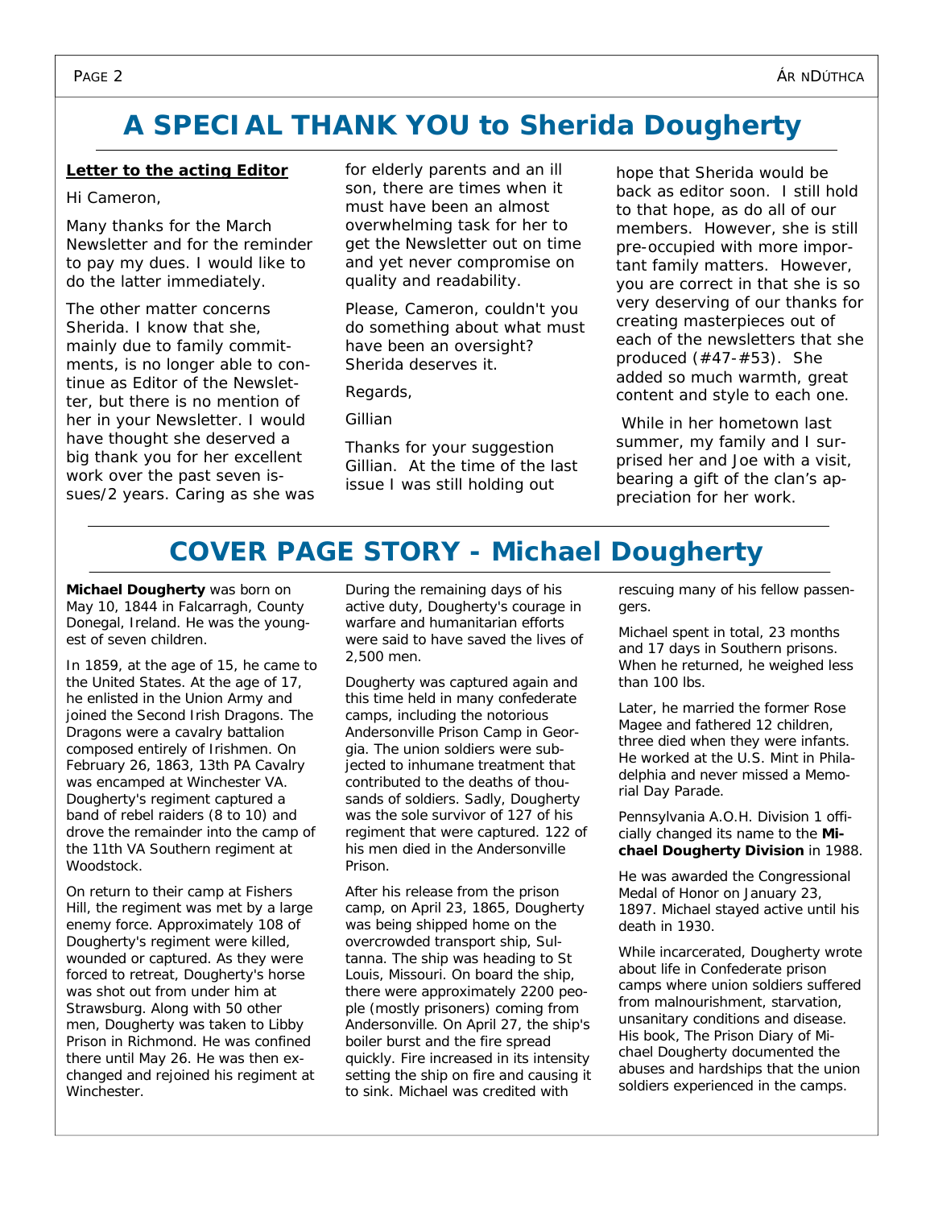# A SPECIAL THANK YOU to Sherida Dougherty

**Letter to the acting Editor**

Hi Cameron,

Many thanks for the March Newsletter and for the reminder to pay my dues. I would like to do the latter immediately.

The other matter concerns Sherida. I know that she, mainly due to family commitments, is no longer able to continue as Editor of the Newsletter, but there is no mention of her in your Newsletter. I would have thought she deserved a big thank you for her excellent work over the past seven issues/2 years. Caring as she was for elderly parents and an ill son, there are times when it must have been an almost overwhelming task for her to get the Newsletter out on time and yet never compromise on quality and readability.

Please, Cameron, couldn't you do something about what must have been an oversight? Sherida deserves it.

Regards,

Gillian

Thanks for your suggestion Gillian. At the time of the last issue I was still holding out hope that Sherida would be back as editor soon. I still hold to that hope, as do all of our members. However, she is still pre-occupied with more important family matters. However, you are correct in that she is so very deserving of our thanks for creating masterpieces out of each of the newsletters that she produced (#47-#53). She added so much warmth, great content and style to each one.

While in her hometown last summer, my family and I surprised her and Joe with a visit, bearing a gift of the clan's appreciation for her work.

# COVER PAGE STORY - Michael Dougherty

**Michael Dougherty** was born on May 10, 1844 in Falcarragh, County Donegal, Ireland. He was the youngest of seven children.

In 1859, at the age of 15, he came to the United States. At the age of 17, he enlisted in the Union Army and joined the Second Irish Dragons. The Dragons were a cavalry battalion composed entirely of Irishmen. On February 26, 1863, 13th PA Cavalry was encamped at Winchester VA. Dougherty's regiment captured a band of rebel raiders (8 to 10) and drove the remainder into the camp of the 11th VA Southern regiment at Woodstock.

On return to their camp at Fishers Hill, the regiment was met by a large enemy force. Approximately 108 of Dougherty's regiment were killed, wounded or captured. As they were forced to retreat, Dougherty's horse was shot out from under him at Strawsburg. Along with 50 other men, Dougherty was taken to Libby Prison in Richmond. He was confined there until May 26. He was then exchanged and rejoined his regiment at Winchester.

During the remaining days of his active duty, Dougherty's courage in warfare and humanitarian efforts were said to have saved the lives of 2,500 men.

Dougherty was captured again and this time held in many confederate camps, including the notorious Andersonville Prison Camp in Georgia. The union soldiers were subjected to inhumane treatment that contributed to the deaths of thousands of soldiers. Sadly, Dougherty was the sole survivor of 127 of his regiment that were captured. 122 of his men died in the Andersonville Prison.

After his release from the prison camp, on April 23, 1865, Dougherty was being shipped home on the overcrowded transport ship, Sultanna. The ship was heading to St Louis, Missouri. On board the ship, there were approximately 2200 people (mostly prisoners) coming from Andersonville. On April 27, the ship's boiler burst and the fire spread quickly. Fire increased in its intensity setting the ship on fire and causing it to sink. Michael was credited with rescuing many of his fellow passengers.

Michael spent in total, 23 months and 17 days in Southern prisons. When he returned, he weighed less than 100 lbs.

Later, he married the former Rose Magee and fathered 12 children, three died when they were infants. He worked at the U.S. Mint in Philadelphia and never missed a Memorial Day Parade.

Pennsylvania A.O.H. Division 1 officially changed its name to the **Michael Dougherty Division** in 1988.

He was awarded the Congressional Medal of Honor on January 23, 1897. Michael stayed active until his death in 1930.

While incarcerated, Dougherty wrote about life in Confederate prison camps where union soldiers suffered from malnourishment, starvation, unsanitary conditions and disease. His book, The Prison Diary of Michael Dougherty documented the abuses and hardships that the union soldiers experienced in the camps.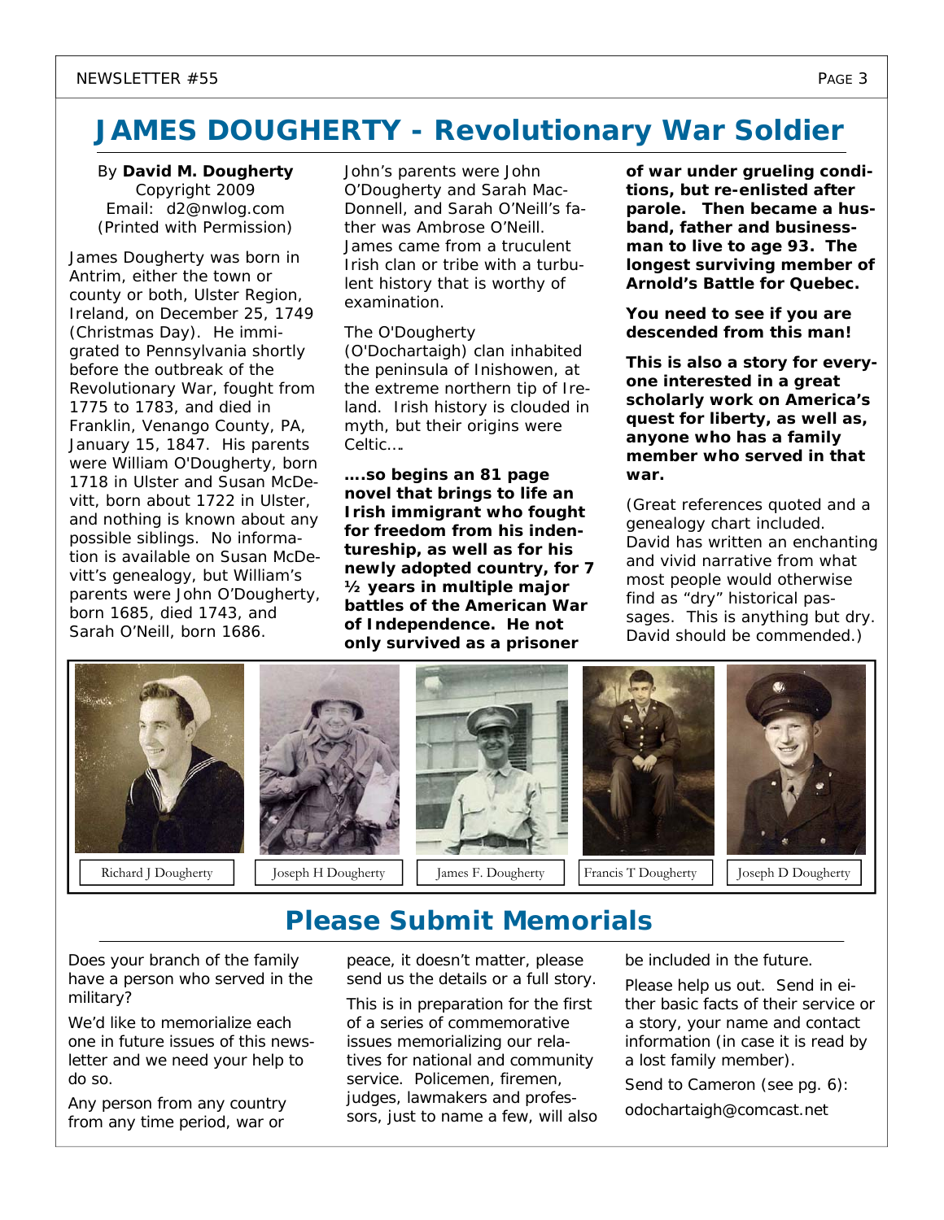# JAMES DOUGHERTY - Revolutionary War Soldier

By **David M. Dougherty**
Copyright 2009
Email: d2@nwlog.com
(Printed with Permission)

*James Dougherty was born in Antrim, either the town or county or both, Ulster Region, Ireland, on December 25, 1749 (Christmas Day). He immigrated to Pennsylvania shortly before the outbreak of the Revolutionary War, fought from 1775 to 1783, and died in Franklin, Venango County, PA, January 15, 1847. His parents were William O'Dougherty, born 1718 in Ulster and Susan McDevitt, born about 1722 in Ulster, and nothing is known about any possible siblings. No information is available on Susan McDevitt's genealogy, but William's parents were John O'Dougherty, born 1685, died 1743, and Sarah O'Neill, born 1686.*

*John's parents were John O'Dougherty and Sarah MacDonnell, and Sarah O'Neill's father was Ambrose O'Neill. James came from a truculent Irish clan or tribe with a turbulent history that is worthy of examination.*

*The O'Dougherty (O'Dochartaigh) clan inhabited the peninsula of Inishowen, at the extreme northern tip of Ireland. Irish history is clouded in myth, but their origins were Celtic….*

**….so begins an 81 page novel that brings to life an Irish immigrant who fought for freedom from his indentureship, as well as for his newly adopted country, for 7 ½ years in multiple major battles of the American War of Independence. He not only survived as a prisoner of war under grueling conditions, but re-enlisted after parole. Then became a husband, father and businessman to live to age 93. The longest surviving member of Arnold's Battle for Quebec.**

**You need to see if you are descended from this man!**

**This is also a story for everyone interested in a great scholarly work on America's quest for liberty, as well as, anyone who has a family member who served in that war.**

(Great references quoted and a genealogy chart included. David has written an enchanting and vivid narrative from what most people would otherwise find as "dry" historical passages. This is anything but dry. David should be commended.)

Richard J Dougherty | Joseph H Dougherty | James F. Dougherty | Francis T Dougherty | Joseph D Dougherty

# Please Submit Memorials

Does your branch of the family have a person who served in the military?

We'd like to memorialize each one in future issues of this newsletter and we need your help to do so.

Any person from any country from any time period, war or peace, it doesn't matter, please send us the details or a full story.

This is in preparation for the first of a series of commemorative issues memorializing our relatives for national and community service. Policemen, firemen, judges, lawmakers and professors, just to name a few, will also be included in the future.

Please help us out. Send in either basic facts of their service or a story, your name and contact information (in case it is read by a lost family member).

Send to Cameron (see pg. 6):

odochartaigh@comcast.net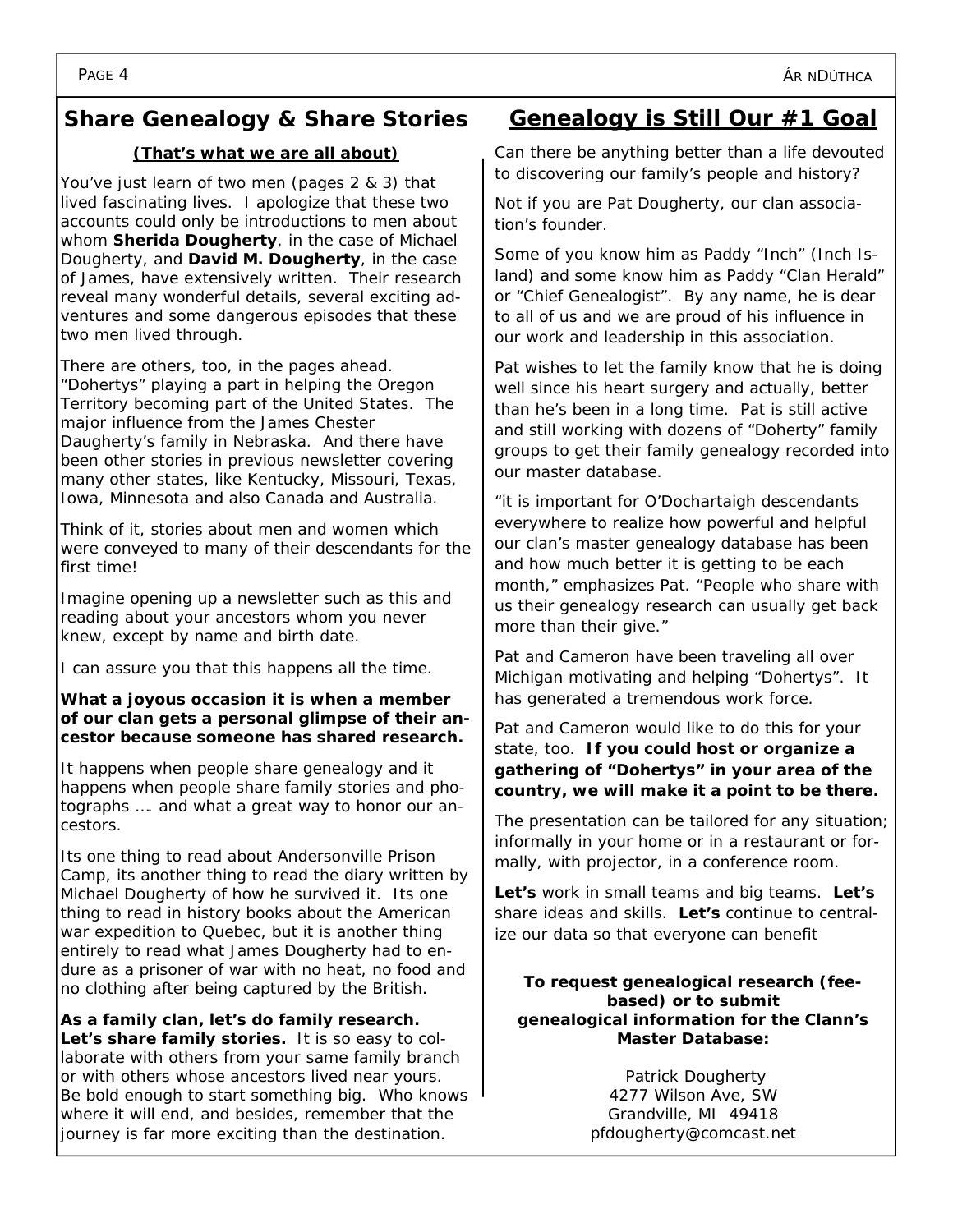## Share Genealogy & Share Stories

**(That's what we are all about)**

You've just learn of two men (pages 2 & 3) that lived fascinating lives. I apologize that these two accounts could only be introductions to men about whom **Sherida Dougherty**, in the case of Michael Dougherty, and **David M. Dougherty**, in the case of James, have extensively written. Their research reveal many wonderful details, several exciting adventures and some dangerous episodes that these two men lived through.

There are others, too, in the pages ahead. "Dohertys" playing a part in helping the Oregon Territory becoming part of the United States. The major influence from the James Chester Daugherty's family in Nebraska. And there have been other stories in previous newsletter covering many other states, like Kentucky, Missouri, Texas, Iowa, Minnesota and also Canada and Australia.

Think of it, stories about men and women which were conveyed to many of their descendants for the first time!

Imagine opening up a newsletter such as this and reading about your ancestors whom you never knew, except by name and birth date.

I can assure you that this happens all the time.

**What a joyous occasion it is when a member of our clan gets a personal glimpse of their ancestor because someone has shared research.**

It happens when people share genealogy and it happens when people share family stories and photographs …. and what a great way to honor our ancestors.

Its one thing to read about Andersonville Prison Camp, its another thing to read the diary written by Michael Dougherty of how he survived it. Its one thing to read in history books about the American war expedition to Quebec, but it is another thing entirely to read what James Dougherty had to endure as a prisoner of war with no heat, no food and no clothing after being captured by the British.

**As a family clan, let's do family research. Let's share family stories.** It is so easy to collaborate with others from your same family branch or with others whose ancestors lived near yours. Be bold enough to start something big. Who knows where it will end, and besides, remember that the journey is far more exciting than the destination.

## Genealogy is Still Our #1 Goal

Can there be anything better than a life devoted to discovering our family's people and history?

Not if you are Pat Dougherty, our clan association's founder.

Some of you know him as Paddy "Inch" (Inch Island) and some know him as Paddy "Clan Herald" or "Chief Genealogist". By any name, he is dear to all of us and we are proud of his influence in our work and leadership in this association.

Pat wishes to let the family know that he is doing well since his heart surgery and actually, better than he's been in a long time. Pat is still active and still working with dozens of "Doherty" family groups to get their family genealogy recorded into our master database.

"it is important for O'Dochartaigh descendants everywhere to realize how powerful and helpful our clan's master genealogy database has been and how much better it is getting to be each month," emphasizes Pat. "People who share with us their genealogy research can usually get back more than their give."

Pat and Cameron have been traveling all over Michigan motivating and helping "Dohertys". It has generated a tremendous work force.

Pat and Cameron would like to do this for your state, too. **If you could host or organize a gathering of "Dohertys" in your area of the country, we will make it a point to be there.**

The presentation can be tailored for any situation; informally in your home or in a restaurant or formally, with projector, in a conference room.

**Let's** work in small teams and big teams. **Let's** share ideas and skills. **Let's** continue to centralize our data so that everyone can benefit

**To request genealogical research (fee-based) or to submit genealogical information for the Clann's Master Database:**

Patrick Dougherty
4277 Wilson Ave, SW
Grandville, MI 49418
pfdougherty@comcast.net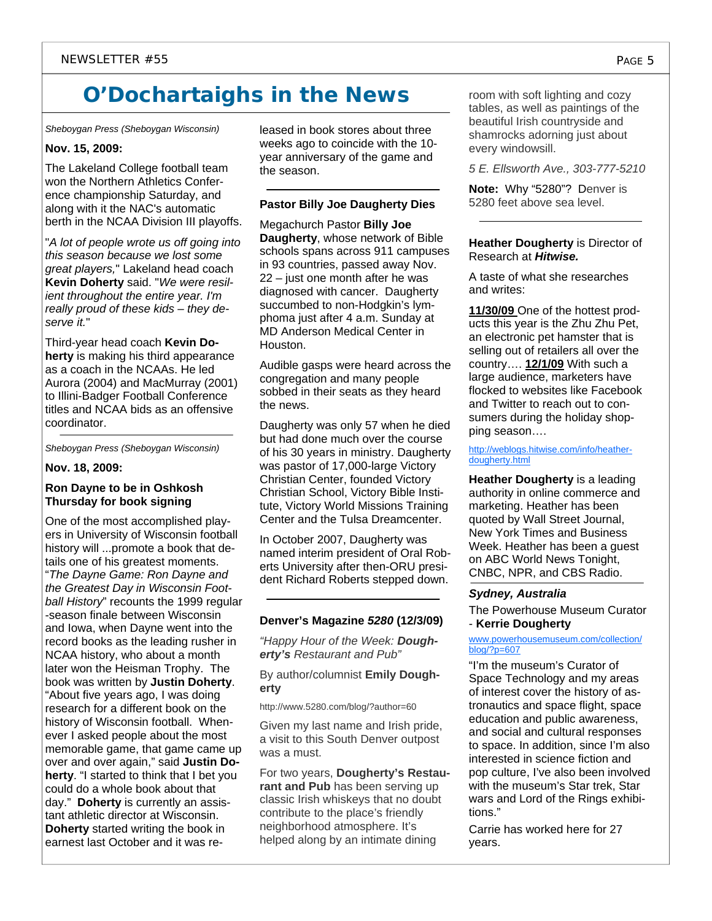# O'Dochartaighs in the News

*Sheboygan Press (Sheboygan Wisconsin)*

**Nov. 15, 2009:**

The Lakeland College football team won the Northern Athletics Conference championship Saturday, and along with it the NAC's automatic berth in the NCAA Division III playoffs.

"*A lot of people wrote us off going into this season because we lost some great players,*" Lakeland head coach **Kevin Doherty** said. "*We were resilient throughout the entire year. I'm really proud of these kids – they deserve it.*"

Third-year head coach **Kevin Doherty** is making his third appearance as a coach in the NCAAs. He led Aurora (2004) and MacMurray (2001) to Illini-Badger Football Conference titles and NCAA bids as an offensive coordinator.

---

*Sheboygan Press (Sheboygan Wisconsin)*

**Nov. 18, 2009:**

**Ron Dayne to be in Oshkosh Thursday for book signing**

One of the most accomplished players in University of Wisconsin football history will ...promote a book that details one of his greatest moments. "*The Dayne Game: Ron Dayne and the Greatest Day in Wisconsin Football History*" recounts the 1999 regular-season finale between Wisconsin and Iowa, when Dayne went into the record books as the leading rusher in NCAA history, who about a month later won the Heisman Trophy. The book was written by **Justin Doherty**. "About five years ago, I was doing research for a different book on the history of Wisconsin football. Whenever I asked people about the most memorable game, that game came up over and over again," said **Justin Doherty**. "I started to think that I bet you could do a whole book about that day." **Doherty** is currently an assistant athletic director at Wisconsin. **Doherty** started writing the book in earnest last October and it was released in book stores about three weeks ago to coincide with the 10-year anniversary of the game and the season.

---

**Pastor Billy Joe Daugherty Dies**

Megachurch Pastor **Billy Joe Daugherty**, whose network of Bible schools spans across 911 campuses in 93 countries, passed away Nov. 22 – just one month after he was diagnosed with cancer. Daugherty succumbed to non-Hodgkin's lymphoma just after 4 a.m. Sunday at MD Anderson Medical Center in Houston.

Audible gasps were heard across the congregation and many people sobbed in their seats as they heard the news.

Daugherty was only 57 when he died but had done much over the course of his 30 years in ministry. Daugherty was pastor of 17,000-large Victory Christian Center, founded Victory Christian School, Victory Bible Institute, Victory World Missions Training Center and the Tulsa Dreamcenter.

In October 2007, Daugherty was named interim president of Oral Roberts University after then-ORU president Richard Roberts stepped down.

---

**Denver's Magazine *5280* (12/3/09)**

*"Happy Hour of the Week: **Dougherty's** Restaurant and Pub"*

By author/columnist **Emily Dougherty**

http://www.5280.com/blog/?author=60

Given my last name and Irish pride, a visit to this South Denver outpost was a must.

For two years, **Dougherty's Restaurant and Pub** has been serving up classic Irish whiskeys that no doubt contribute to the place's friendly neighborhood atmosphere. It's helped along by an intimate dining room with soft lighting and cozy tables, as well as paintings of the beautiful Irish countryside and shamrocks adorning just about every windowsill.

*5 E. Ellsworth Ave., 303-777-5210*

**Note:** Why "5280"? Denver is 5280 feet above sea level.

---

**Heather Dougherty** is Director of Research at ***Hitwise.***

A taste of what she researches and writes:

**11/30/09** One of the hottest products this year is the Zhu Zhu Pet, an electronic pet hamster that is selling out of retailers all over the country…. **12/1/09** With such a large audience, marketers have flocked to websites like Facebook and Twitter to reach out to consumers during the holiday shopping season….

http://weblogs.hitwise.com/info/heather-dougherty.html

**Heather Dougherty** is a leading authority in online commerce and marketing. Heather has been quoted by Wall Street Journal, New York Times and Business Week. Heather has been a guest on ABC World News Tonight, CNBC, NPR, and CBS Radio.

---

***Sydney, Australia***

The Powerhouse Museum Curator - **Kerrie Dougherty**

www.powerhousemuseum.com/collection/blog/?p=607

"I'm the museum's Curator of Space Technology and my areas of interest cover the history of astronautics and space flight, space education and public awareness, and social and cultural responses to space. In addition, since I'm also interested in science fiction and pop culture, I've also been involved with the museum's Star trek, Star wars and Lord of the Rings exhibitions."

Carrie has worked here for 27 years.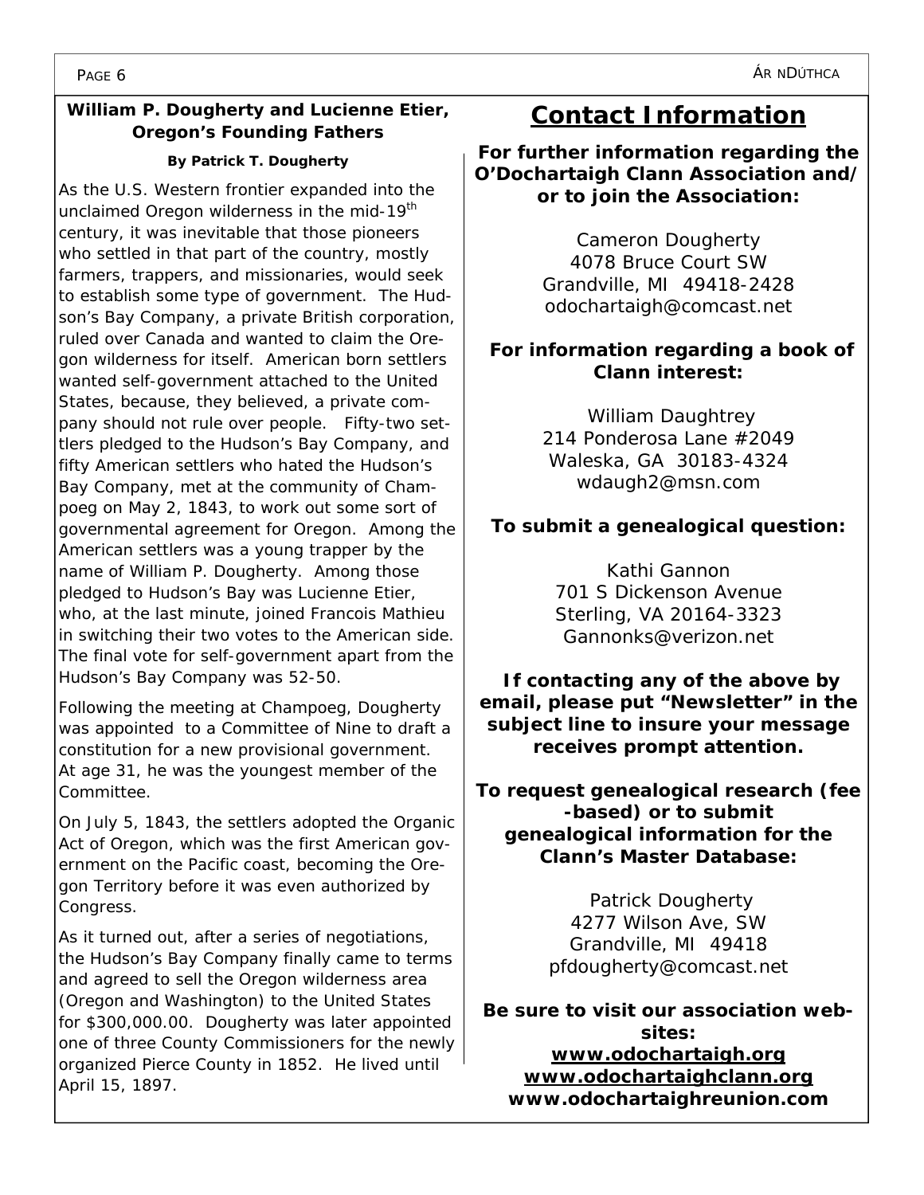## William P. Dougherty and Lucienne Etier, Oregon's Founding Fathers

**By Patrick T. Dougherty**

As the U.S. Western frontier expanded into the unclaimed Oregon wilderness in the mid-19th century, it was inevitable that those pioneers who settled in that part of the country, mostly farmers, trappers, and missionaries, would seek to establish some type of government. The Hudson's Bay Company, a private British corporation, ruled over Canada and wanted to claim the Oregon wilderness for itself. American born settlers wanted self-government attached to the United States, because, they believed, a private company should not rule over people. Fifty-two settlers pledged to the Hudson's Bay Company, and fifty American settlers who hated the Hudson's Bay Company, met at the community of Champoeg on May 2, 1843, to work out some sort of governmental agreement for Oregon. Among the American settlers was a young trapper by the name of William P. Dougherty. Among those pledged to Hudson's Bay was Lucienne Etier, who, at the last minute, joined Francois Mathieu in switching their two votes to the American side. The final vote for self-government apart from the Hudson's Bay Company was 52-50.

Following the meeting at Champoeg, Dougherty was appointed to a Committee of Nine to draft a constitution for a new provisional government. At age 31, he was the youngest member of the Committee.

On July 5, 1843, the settlers adopted the Organic Act of Oregon, which was the first American government on the Pacific coast, becoming the Oregon Territory before it was even authorized by Congress.

As it turned out, after a series of negotiations, the Hudson's Bay Company finally came to terms and agreed to sell the Oregon wilderness area (Oregon and Washington) to the United States for $300,000.00. Dougherty was later appointed one of three County Commissioners for the newly organized Pierce County in 1852. He lived until April 15, 1897.

## Contact Information

**For further information regarding the O'Dochartaigh Clann Association and/or to join the Association:**

Cameron Dougherty
4078 Bruce Court SW
Grandville, MI 49418-2428
odochartaigh@comcast.net

**For information regarding a book of Clann interest:**

William Daughtrey
214 Ponderosa Lane #2049
Waleska, GA 30183-4324
wdaugh2@msn.com

**To submit a genealogical question:**

Kathi Gannon
701 S Dickenson Avenue
Sterling, VA 20164-3323
Gannonks@verizon.net

**If contacting any of the above by email, please put "Newsletter" in the subject line to insure your message receives prompt attention.**

**To request genealogical research (fee-based) or to submit genealogical information for the Clann's Master Database:**

Patrick Dougherty
4277 Wilson Ave, SW
Grandville, MI 49418
pfdougherty@comcast.net

**Be sure to visit our association websites:**
**www.odochartaigh.org**
**www.odochartaighclann.org**
**www.odochartaighreunion.com**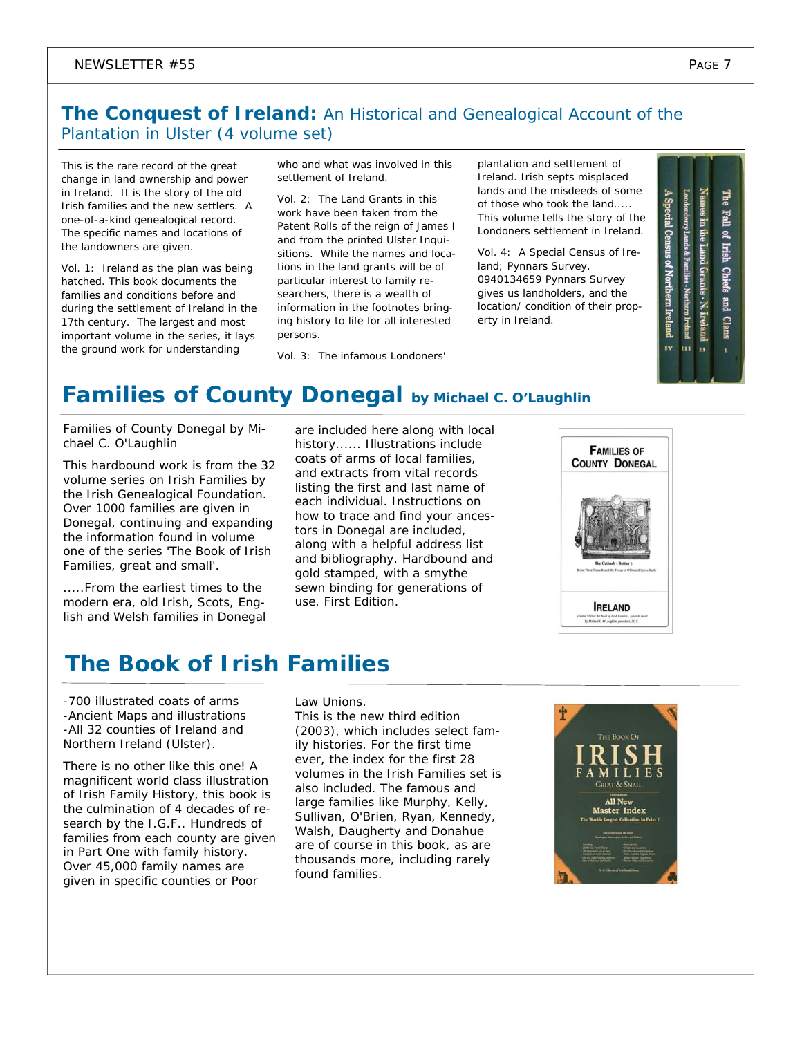## **The Conquest of Ireland:** An Historical and Genealogical Account of the Plantation in Ulster (4 volume set)

This is the rare record of the great change in land ownership and power in Ireland. It is the story of the old Irish families and the new settlers. A one-of-a-kind genealogical record. The specific names and locations of the landowners are given.

Vol. 1: Ireland as the plan was being hatched. This book documents the families and conditions before and during the settlement of Ireland in the 17th century. The largest and most important volume in the series, it lays the ground work for understanding who and what was involved in this settlement of Ireland.

Vol. 2: The Land Grants in this work have been taken from the Patent Rolls of the reign of James I and from the printed Ulster Inquisitions. While the names and locations in the land grants will be of particular interest to family researchers, there is a wealth of information in the footnotes bringing history to life for all interested persons.

Vol. 3: The infamous Londoners' plantation and settlement of Ireland. Irish septs misplaced lands and the misdeeds of some of those who took the land..... This volume tells the story of the Londoners settlement in Ireland.

Vol. 4: A Special Census of Ireland; Pynnars Survey. 0940134659 Pynnars Survey gives us landholders, and the location/ condition of their property in Ireland.

## Families of County Donegal by Michael C. O'Laughlin

Families of County Donegal by Michael C. O'Laughlin

This hardbound work is from the 32 volume series on Irish Families by the Irish Genealogical Foundation. Over 1000 families are given in Donegal, continuing and expanding the information found in volume one of the series 'The Book of Irish Families, great and small'.

.....From the earliest times to the modern era, old Irish, Scots, English and Welsh families in Donegal are included here along with local history...... Illustrations include coats of arms of local families, and extracts from vital records listing the first and last name of each individual. Instructions on how to trace and find your ancestors in Donegal are included, along with a helpful address list and bibliography. Hardbound and gold stamped, with a smythe sewn binding for generations of use. First Edition.

## The Book of Irish Families

- -700 illustrated coats of arms
- -Ancient Maps and illustrations
- -All 32 counties of Ireland and Northern Ireland (Ulster).

There is no other like this one! A magnificent world class illustration of Irish Family History, this book is the culmination of 4 decades of research by the I.G.F.. Hundreds of families from each county are given in Part One with family history. Over 45,000 family names are given in specific counties or Poor Law Unions.

This is the new third edition (2003), which includes select family histories. For the first time ever, the index for the first 28 volumes in the Irish Families set is also included. The famous and large families like Murphy, Kelly, Sullivan, O'Brien, Ryan, Kennedy, Walsh, Daugherty and Donahue are of course in this book, as are thousands more, including rarely found families.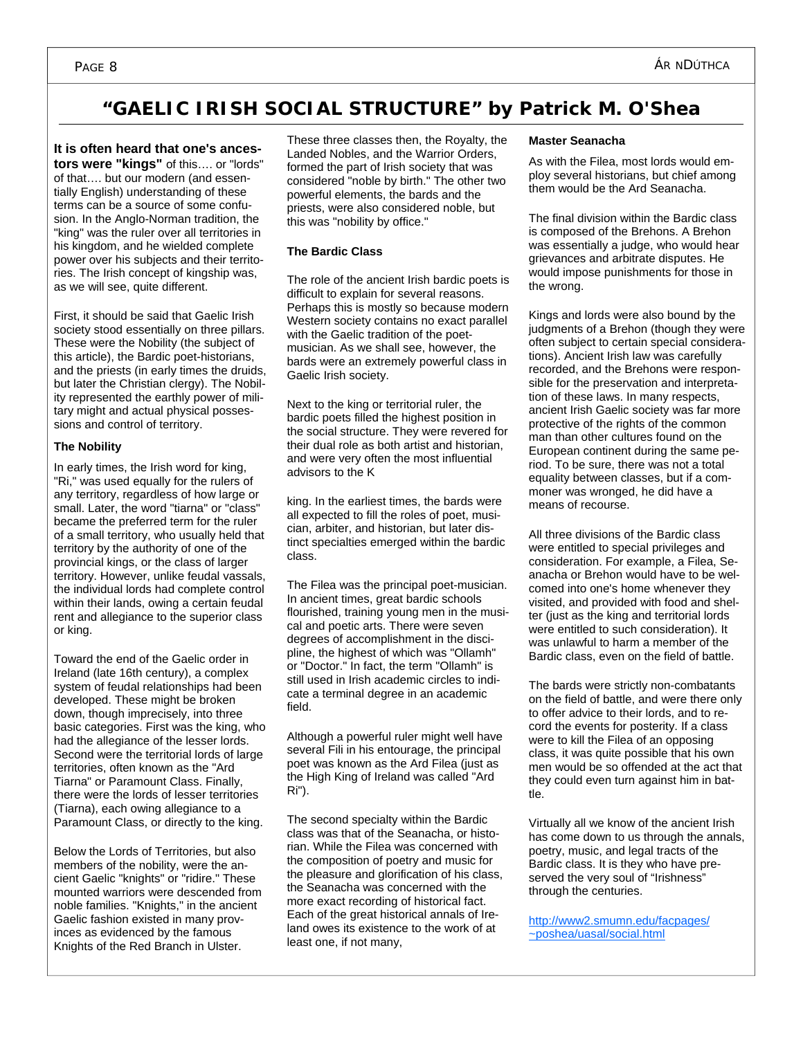# "GAELIC IRISH SOCIAL STRUCTURE" by Patrick M. O'Shea

**It is often heard that one's ancestors were "kings"** of this…. or "lords" of that…. but our modern (and essentially English) understanding of these terms can be a source of some confusion. In the Anglo-Norman tradition, the "king" was the ruler over all territories in his kingdom, and he wielded complete power over his subjects and their territories. The Irish concept of kingship was, as we will see, quite different.

First, it should be said that Gaelic Irish society stood essentially on three pillars. These were the Nobility (the subject of this article), the Bardic poet-historians, and the priests (in early times the druids, but later the Christian clergy). The Nobility represented the earthly power of military might and actual physical possessions and control of territory.

**The Nobility**

In early times, the Irish word for king, "Ri," was used equally for the rulers of any territory, regardless of how large or small. Later, the word "tiarna" or "class" became the preferred term for the ruler of a small territory, who usually held that territory by the authority of one of the provincial kings, or the class of larger territory. However, unlike feudal vassals, the individual lords had complete control within their lands, owing a certain feudal rent and allegiance to the superior class or king.

Toward the end of the Gaelic order in Ireland (late 16th century), a complex system of feudal relationships had been developed. These might be broken down, though imprecisely, into three basic categories. First was the king, who had the allegiance of the lesser lords. Second were the territorial lords of large territories, often known as the "Ard Tiarna" or Paramount Class. Finally, there were the lords of lesser territories (Tiarna), each owing allegiance to a Paramount Class, or directly to the king.

Below the Lords of Territories, but also members of the nobility, were the ancient Gaelic "knights" or "ridire." These mounted warriors were descended from noble families. "Knights," in the ancient Gaelic fashion existed in many provinces as evidenced by the famous Knights of the Red Branch in Ulster.

These three classes then, the Royalty, the Landed Nobles, and the Warrior Orders, formed the part of Irish society that was considered "noble by birth." The other two powerful elements, the bards and the priests, were also considered noble, but this was "nobility by office."

**The Bardic Class**

The role of the ancient Irish bardic poets is difficult to explain for several reasons. Perhaps this is mostly so because modern Western society contains no exact parallel with the Gaelic tradition of the poet-musician. As we shall see, however, the bards were an extremely powerful class in Gaelic Irish society.

Next to the king or territorial ruler, the bardic poets filled the highest position in the social structure. They were revered for their dual role as both artist and historian, and were very often the most influential advisors to the K

king. In the earliest times, the bards were all expected to fill the roles of poet, musician, arbiter, and historian, but later distinct specialties emerged within the bardic class.

The Filea was the principal poet-musician. In ancient times, great bardic schools flourished, training young men in the musical and poetic arts. There were seven degrees of accomplishment in the discipline, the highest of which was "Ollamh" or "Doctor." In fact, the term "Ollamh" is still used in Irish academic circles to indicate a terminal degree in an academic field.

Although a powerful ruler might well have several Fili in his entourage, the principal poet was known as the Ard Filea (just as the High King of Ireland was called "Ard Ri").

The second specialty within the Bardic class was that of the Seanacha, or historian. While the Filea was concerned with the composition of poetry and music for the pleasure and glorification of his class, the Seanacha was concerned with the more exact recording of historical fact. Each of the great historical annals of Ireland owes its existence to the work of at least one, if not many,

**Master Seanacha**

As with the Filea, most lords would employ several historians, but chief among them would be the Ard Seanacha.

The final division within the Bardic class is composed of the Brehons. A Brehon was essentially a judge, who would hear grievances and arbitrate disputes. He would impose punishments for those in the wrong.

Kings and lords were also bound by the judgments of a Brehon (though they were often subject to certain special considerations). Ancient Irish law was carefully recorded, and the Brehons were responsible for the preservation and interpretation of these laws. In many respects, ancient Irish Gaelic society was far more protective of the rights of the common man than other cultures found on the European continent during the same period. To be sure, there was not a total equality between classes, but if a commoner was wronged, he did have a means of recourse.

All three divisions of the Bardic class were entitled to special privileges and consideration. For example, a Filea, Seanacha or Brehon would have to be welcomed into one's home whenever they visited, and provided with food and shelter (just as the king and territorial lords were entitled to such consideration). It was unlawful to harm a member of the Bardic class, even on the field of battle.

The bards were strictly non-combatants on the field of battle, and were there only to offer advice to their lords, and to record the events for posterity. If a class were to kill the Filea of an opposing class, it was quite possible that his own men would be so offended at the act that they could even turn against him in battle.

Virtually all we know of the ancient Irish has come down to us through the annals, poetry, music, and legal tracts of the Bardic class. It is they who have preserved the very soul of "Irishness" through the centuries.

http://www2.smumn.edu/facpages/~poshea/uasal/social.html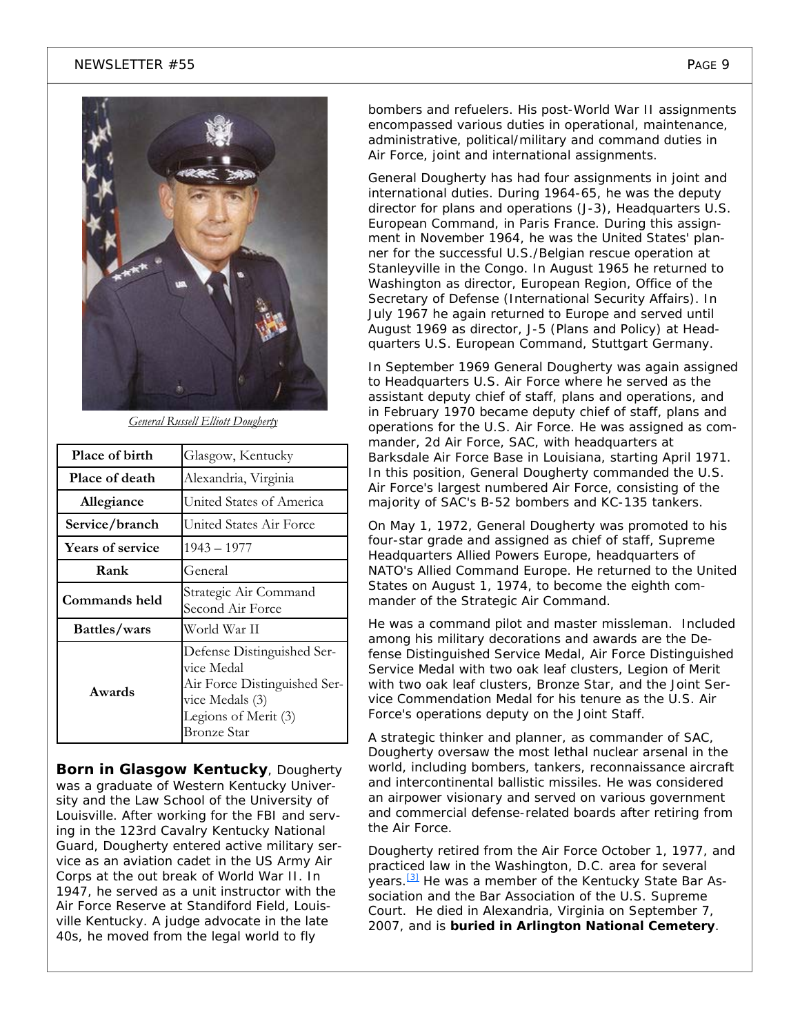*General Russell Elliott Dougherty*

| Place of birth | Glasgow, Kentucky |
|---|---|
| Place of death | Alexandria, Virginia |
| Allegiance | United States of America |
| Service/branch | United States Air Force |
| Years of service | 1943 – 1977 |
| Rank | General |
| Commands held | Strategic Air Command<br>Second Air Force |
| Battles/wars | World War II |
| Awards | Defense Distinguished Service Medal<br>Air Force Distinguished Service Medals (3)<br>Legions of Merit (3)<br>Bronze Star |

**Born in Glasgow Kentucky**, Dougherty was a graduate of Western Kentucky University and the Law School of the University of Louisville. After working for the FBI and serving in the 123rd Cavalry Kentucky National Guard, Dougherty entered active military service as an aviation cadet in the US Army Air Corps at the out break of World War II. In 1947, he served as a unit instructor with the Air Force Reserve at Standiford Field, Louisville Kentucky. A judge advocate in the late 40s, he moved from the legal world to fly bombers and refuelers. His post-World War II assignments encompassed various duties in operational, maintenance, administrative, political/military and command duties in Air Force, joint and international assignments.

General Dougherty has had four assignments in joint and international duties. During 1964-65, he was the deputy director for plans and operations (J-3), Headquarters U.S. European Command, in Paris France. During this assignment in November 1964, he was the United States' planner for the successful U.S./Belgian rescue operation at Stanleyville in the Congo. In August 1965 he returned to Washington as director, European Region, Office of the Secretary of Defense (International Security Affairs). In July 1967 he again returned to Europe and served until August 1969 as director, J-5 (Plans and Policy) at Headquarters U.S. European Command, Stuttgart Germany.

In September 1969 General Dougherty was again assigned to Headquarters U.S. Air Force where he served as the assistant deputy chief of staff, plans and operations, and in February 1970 became deputy chief of staff, plans and operations for the U.S. Air Force. He was assigned as commander, 2d Air Force, SAC, with headquarters at Barksdale Air Force Base in Louisiana, starting April 1971. In this position, General Dougherty commanded the U.S. Air Force's largest numbered Air Force, consisting of the majority of SAC's B-52 bombers and KC-135 tankers.

On May 1, 1972, General Dougherty was promoted to his four-star grade and assigned as chief of staff, Supreme Headquarters Allied Powers Europe, headquarters of NATO's Allied Command Europe. He returned to the United States on August 1, 1974, to become the eighth commander of the Strategic Air Command.

He was a command pilot and master missleman. Included among his military decorations and awards are the Defense Distinguished Service Medal, Air Force Distinguished Service Medal with two oak leaf clusters, Legion of Merit with two oak leaf clusters, Bronze Star, and the Joint Service Commendation Medal for his tenure as the U.S. Air Force's operations deputy on the Joint Staff.

A strategic thinker and planner, as commander of SAC, Dougherty oversaw the most lethal nuclear arsenal in the world, including bombers, tankers, reconnaissance aircraft and intercontinental ballistic missiles. He was considered an airpower visionary and served on various government and commercial defense-related boards after retiring from the Air Force.

Dougherty retired from the Air Force October 1, 1977, and practiced law in the Washington, D.C. area for several years.[3] He was a member of the Kentucky State Bar Association and the Bar Association of the U.S. Supreme Court. He died in Alexandria, Virginia on September 7, 2007, and is **buried in Arlington National Cemetery**.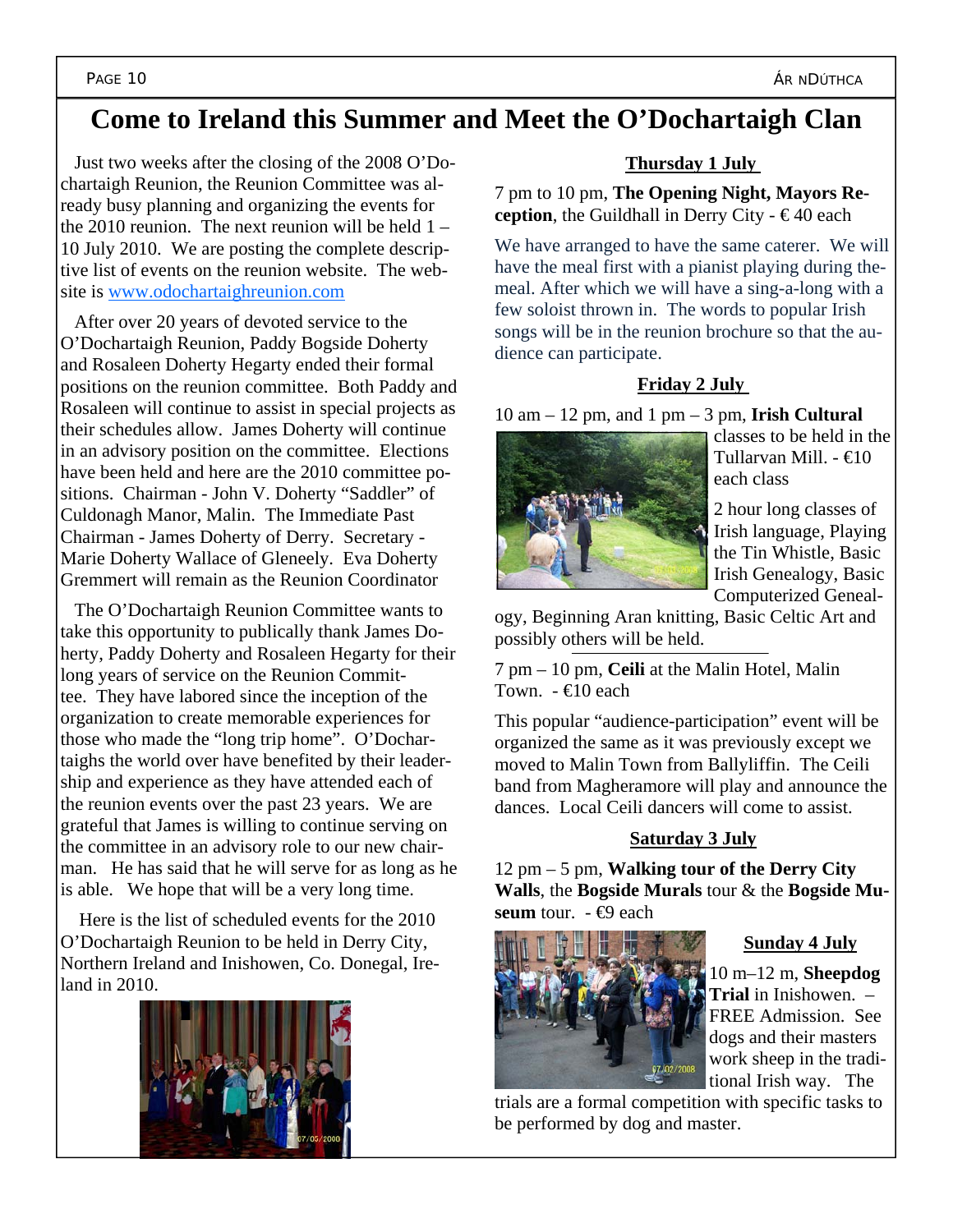# Come to Ireland this Summer and Meet the O'Dochartaigh Clan

Just two weeks after the closing of the 2008 O'Dochartaigh Reunion, the Reunion Committee was already busy planning and organizing the events for the 2010 reunion. The next reunion will be held 1 – 10 July 2010. We are posting the complete descriptive list of events on the reunion website. The website is www.odochartaighreunion.com

After over 20 years of devoted service to the O'Dochartaigh Reunion, Paddy Bogside Doherty and Rosaleen Doherty Hegarty ended their formal positions on the reunion committee. Both Paddy and Rosaleen will continue to assist in special projects as their schedules allow. James Doherty will continue in an advisory position on the committee. Elections have been held and here are the 2010 committee positions. Chairman - John V. Doherty "Saddler" of Culdonagh Manor, Malin. The Immediate Past Chairman - James Doherty of Derry. Secretary - Marie Doherty Wallace of Gleneely. Eva Doherty Gremmert will remain as the Reunion Coordinator

The O'Dochartaigh Reunion Committee wants to take this opportunity to publically thank James Doherty, Paddy Doherty and Rosaleen Hegarty for their long years of service on the Reunion Committee. They have labored since the inception of the organization to create memorable experiences for those who made the "long trip home". O'Dochartaighs the world over have benefited by their leadership and experience as they have attended each of the reunion events over the past 23 years. We are grateful that James is willing to continue serving on the committee in an advisory role to our new chairman. He has said that he will serve for as long as he is able. We hope that will be a very long time.

Here is the list of scheduled events for the 2010 O'Dochartaigh Reunion to be held in Derry City, Northern Ireland and Inishowen, Co. Donegal, Ireland in 2010.

## Thursday 1 July

7 pm to 10 pm, **The Opening Night, Mayors Reception**, the Guildhall in Derry City - € 40 each

We have arranged to have the same caterer. We will have the meal first with a pianist playing during the meal. After which we will have a sing-a-long with a few soloist thrown in. The words to popular Irish songs will be in the reunion brochure so that the audience can participate.

## Friday 2 July

10 am – 12 pm, and 1 pm – 3 pm, **Irish Cultural** classes to be held in the Tullarvan Mill. - €10 each class

2 hour long classes of Irish language, Playing the Tin Whistle, Basic Irish Genealogy, Basic Computerized Genealogy, Beginning Aran knitting, Basic Celtic Art and possibly others will be held.

7 pm – 10 pm, **Ceili** at the Malin Hotel, Malin Town. - €10 each

This popular "audience-participation" event will be organized the same as it was previously except we moved to Malin Town from Ballyliffin. The Ceili band from Magheramore will play and announce the dances. Local Ceili dancers will come to assist.

## Saturday 3 July

12 pm – 5 pm, **Walking tour of the Derry City Walls**, the **Bogside Murals** tour & the **Bogside Museum** tour. - €9 each

## Sunday 4 July

10 m–12 m, **Sheepdog Trial** in Inishowen. – FREE Admission. See dogs and their masters work sheep in the traditional Irish way. The trials are a formal competition with specific tasks to be performed by dog and master.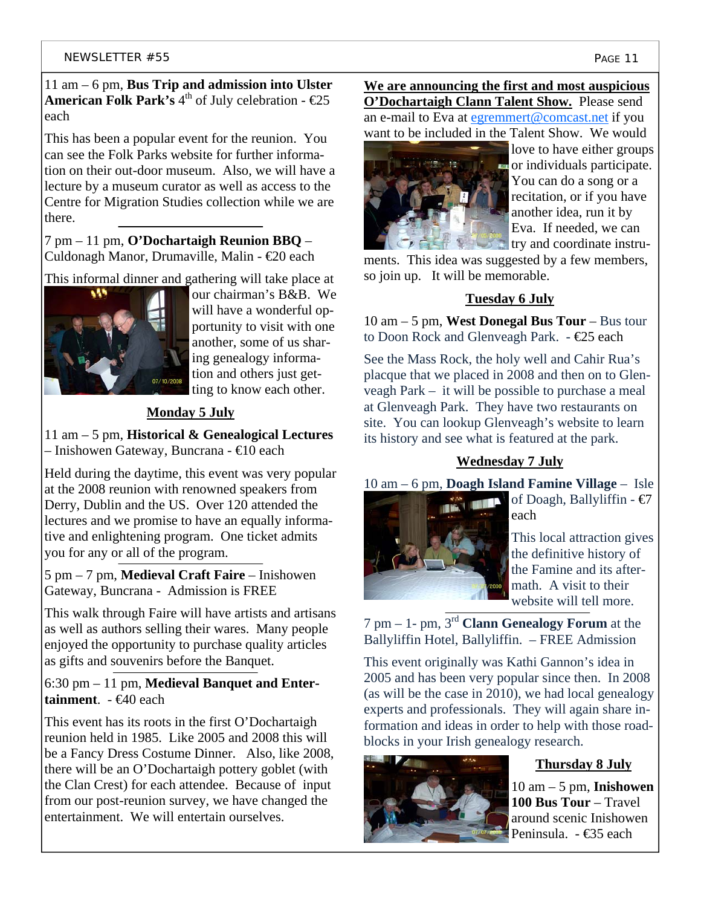11 am – 6 pm, **Bus Trip and admission into Ulster American Folk Park's** 4th of July celebration - €25 each

This has been a popular event for the reunion. You can see the Folk Parks website for further information on their out-door museum. Also, we will have a lecture by a museum curator as well as access to the Centre for Migration Studies collection while we are there.

7 pm – 11 pm, **O'Dochartaigh Reunion BBQ** – Culdonagh Manor, Drumaville, Malin - €20 each

This informal dinner and gathering will take place at our chairman's B&B. We will have a wonderful opportunity to visit with one another, some of us sharing genealogy information and others just getting to know each other.

### Monday 5 July

11 am – 5 pm, **Historical & Genealogical Lectures** – Inishowen Gateway, Buncrana - €10 each

Held during the daytime, this event was very popular at the 2008 reunion with renowned speakers from Derry, Dublin and the US. Over 120 attended the lectures and we promise to have an equally informative and enlightening program. One ticket admits you for any or all of the program.

5 pm – 7 pm, **Medieval Craft Faire** – Inishowen Gateway, Buncrana - Admission is FREE

This walk through Faire will have artists and artisans as well as authors selling their wares. Many people enjoyed the opportunity to purchase quality articles as gifts and souvenirs before the Banquet.

6:30 pm – 11 pm, **Medieval Banquet and Entertainment**. - €40 each

This event has its roots in the first O'Dochartaigh reunion held in 1985. Like 2005 and 2008 this will be a Fancy Dress Costume Dinner. Also, like 2008, there will be an O'Dochartaigh pottery goblet (with the Clan Crest) for each attendee. Because of input from our post-reunion survey, we have changed the entertainment. We will entertain ourselves.

**We are announcing the first and most auspicious O'Dochartaigh Clann Talent Show.** Please send an e-mail to Eva at egremmert@comcast.net if you want to be included in the Talent Show. We would love to have either groups or individuals participate. You can do a song or a recitation, or if you have another idea, run it by Eva. If needed, we can try and coordinate instruments. This idea was suggested by a few members, so join up. It will be memorable.

### Tuesday 6 July

10 am – 5 pm, **West Donegal Bus Tour** – Bus tour to Doon Rock and Glenveagh Park. - €25 each

See the Mass Rock, the holy well and Cahir Rua's placque that we placed in 2008 and then on to Glenveagh Park – it will be possible to purchase a meal at Glenveagh Park. They have two restaurants on site. You can lookup Glenveagh's website to learn its history and see what is featured at the park.

### Wednesday 7 July

10 am – 6 pm, **Doagh Island Famine Village** – Isle of Doagh, Ballyliffin - €7 each

This local attraction gives the definitive history of the Famine and its aftermath. A visit to their website will tell more.

7 pm – 1- pm, 3rd **Clann Genealogy Forum** at the Ballyliffin Hotel, Ballyliffin. – FREE Admission

This event originally was Kathi Gannon's idea in 2005 and has been very popular since then. In 2008 (as will be the case in 2010), we had local genealogy experts and professionals. They will again share information and ideas in order to help with those roadblocks in your Irish genealogy research.

### Thursday 8 July

10 am – 5 pm, **Inishowen 100 Bus Tour** – Travel around scenic Inishowen Peninsula. - €35 each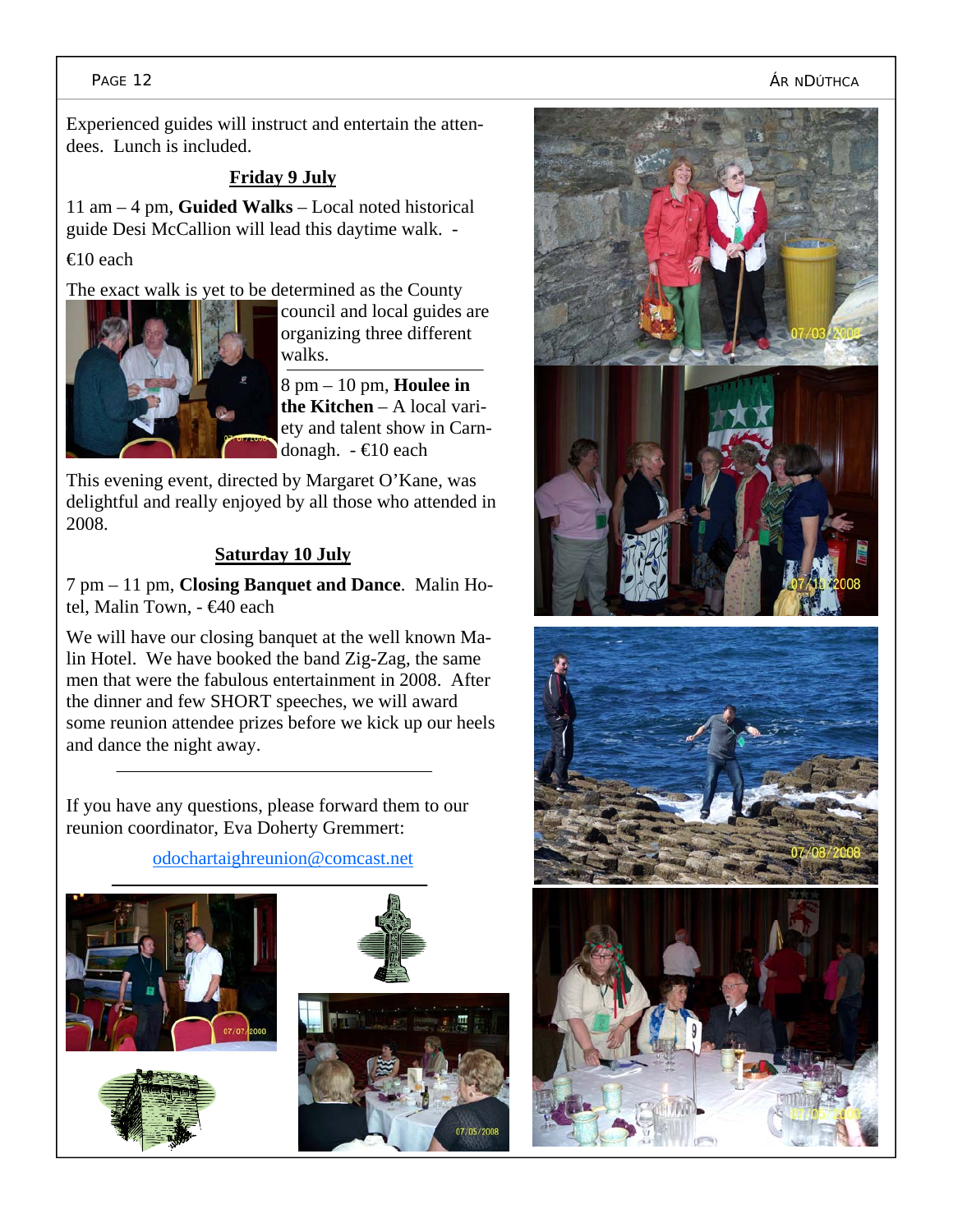Experienced guides will instruct and entertain the attendees. Lunch is included.

**Friday 9 July**

11 am – 4 pm, **Guided Walks** – Local noted historical guide Desi McCallion will lead this daytime walk. -

€10 each

The exact walk is yet to be determined as the County council and local guides are organizing three different walks.

8 pm – 10 pm, **Houlee in the Kitchen** – A local variety and talent show in Carndonagh. - €10 each

This evening event, directed by Margaret O'Kane, was delightful and really enjoyed by all those who attended in 2008.

**Saturday 10 July**

7 pm – 11 pm, **Closing Banquet and Dance**. Malin Hotel, Malin Town, - €40 each

We will have our closing banquet at the well known Malin Hotel. We have booked the band Zig-Zag, the same men that were the fabulous entertainment in 2008. After the dinner and few SHORT speeches, we will award some reunion attendee prizes before we kick up our heels and dance the night away.

---

If you have any questions, please forward them to our reunion coordinator, Eva Doherty Gremmert:

odochartaighreunion@comcast.net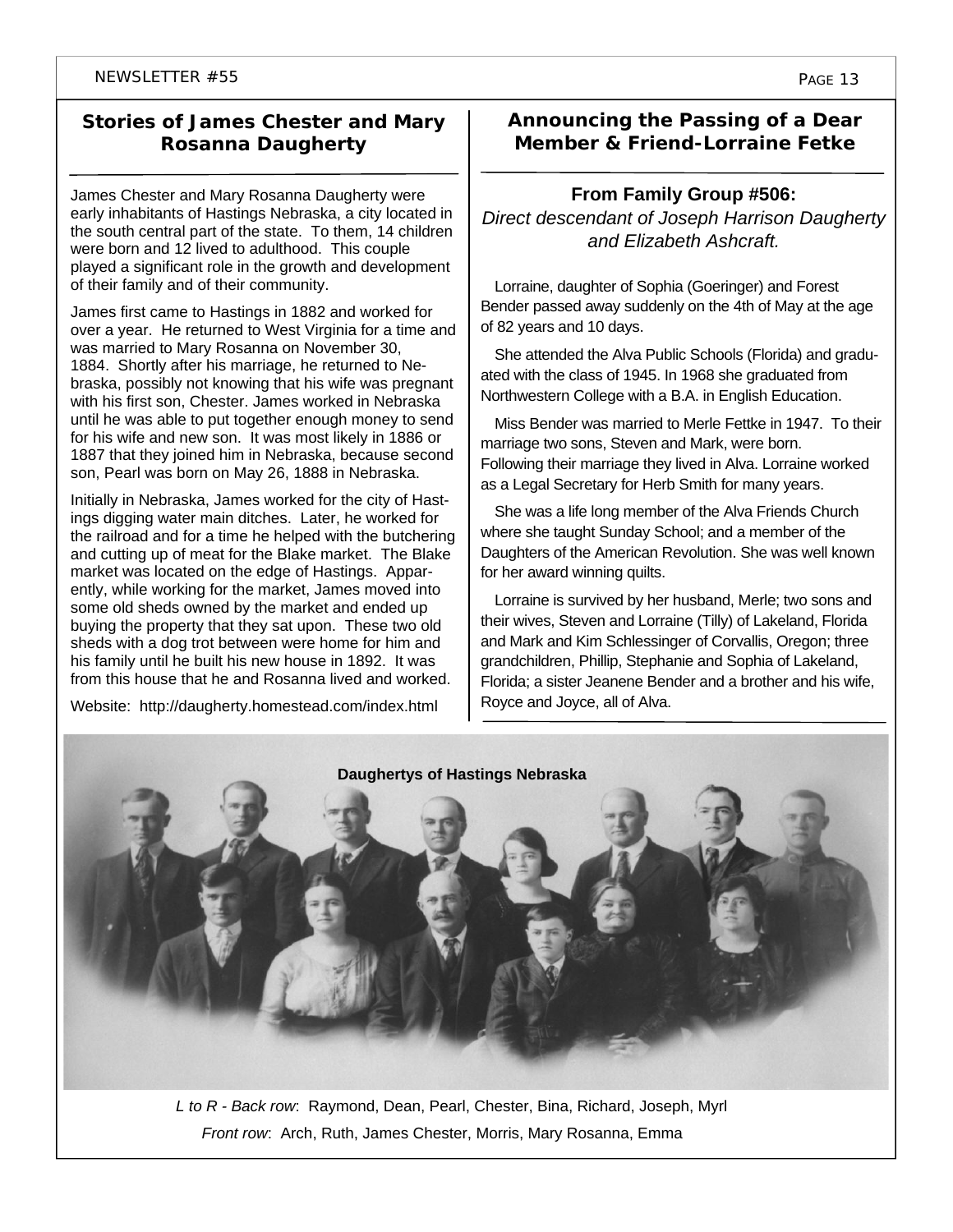## Stories of James Chester and Mary Rosanna Daugherty

James Chester and Mary Rosanna Daugherty were early inhabitants of Hastings Nebraska, a city located in the south central part of the state. To them, 14 children were born and 12 lived to adulthood. This couple played a significant role in the growth and development of their family and of their community.

James first came to Hastings in 1882 and worked for over a year. He returned to West Virginia for a time and was married to Mary Rosanna on November 30, 1884. Shortly after his marriage, he returned to Nebraska, possibly not knowing that his wife was pregnant with his first son, Chester. James worked in Nebraska until he was able to put together enough money to send for his wife and new son. It was most likely in 1886 or 1887 that they joined him in Nebraska, because second son, Pearl was born on May 26, 1888 in Nebraska.

Initially in Nebraska, James worked for the city of Hastings digging water main ditches. Later, he worked for the railroad and for a time he helped with the butchering and cutting up of meat for the Blake market. The Blake market was located on the edge of Hastings. Apparently, while working for the market, James moved into some old sheds owned by the market and ended up buying the property that they sat upon. These two old sheds with a dog trot between were home for him and his family until he built his new house in 1892. It was from this house that he and Rosanna lived and worked.

Website: http://daugherty.homestead.com/index.html

## Announcing the Passing of a Dear Member & Friend-Lorraine Fetke

### From Family Group #506:

*Direct descendant of Joseph Harrison Daugherty and Elizabeth Ashcraft.*

Lorraine, daughter of Sophia (Goeringer) and Forest Bender passed away suddenly on the 4th of May at the age of 82 years and 10 days.

She attended the Alva Public Schools (Florida) and graduated with the class of 1945. In 1968 she graduated from Northwestern College with a B.A. in English Education.

Miss Bender was married to Merle Fettke in 1947. To their marriage two sons, Steven and Mark, were born. Following their marriage they lived in Alva. Lorraine worked as a Legal Secretary for Herb Smith for many years.

She was a life long member of the Alva Friends Church where she taught Sunday School; and a member of the Daughters of the American Revolution. She was well known for her award winning quilts.

Lorraine is survived by her husband, Merle; two sons and their wives, Steven and Lorraine (Tilly) of Lakeland, Florida and Mark and Kim Schlessinger of Corvallis, Oregon; three grandchildren, Phillip, Stephanie and Sophia of Lakeland, Florida; a sister Jeanene Bender and a brother and his wife, Royce and Joyce, all of Alva.

**Daughertys of Hastings Nebraska**

*L to R - Back row*: Raymond, Dean, Pearl, Chester, Bina, Richard, Joseph, Myrl

*Front row*: Arch, Ruth, James Chester, Morris, Mary Rosanna, Emma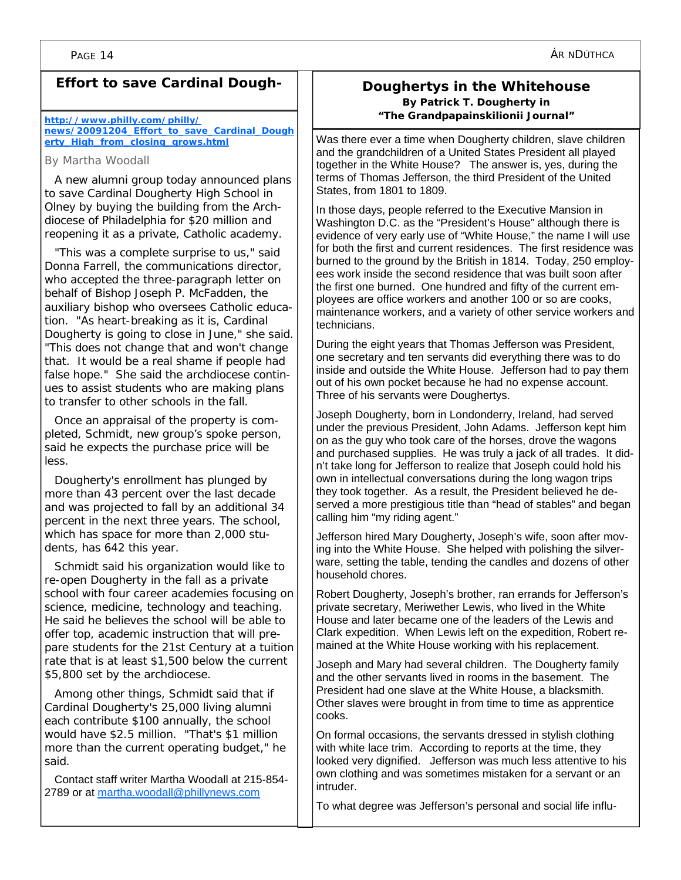## Effort to save Cardinal Dough-

**http://www.philly.com/philly/news/20091204_Effort_to_save_Cardinal_Dougherty_High_from_closing_grows.html**

By Martha Woodall

A new alumni group today announced plans to save Cardinal Dougherty High School in Olney by buying the building from the Archdiocese of Philadelphia for $20 million and reopening it as a private, Catholic academy.

"This was a complete surprise to us," said Donna Farrell, the communications director, who accepted the three-paragraph letter on behalf of Bishop Joseph P. McFadden, the auxiliary bishop who oversees Catholic education. "As heart-breaking as it is, Cardinal Dougherty is going to close in June," she said. "This does not change that and won't change that. It would be a real shame if people had false hope." She said the archdiocese continues to assist students who are making plans to transfer to other schools in the fall.

Once an appraisal of the property is completed, Schmidt, new group's spoke person, said he expects the purchase price will be less.

Dougherty's enrollment has plunged by more than 43 percent over the last decade and was projected to fall by an additional 34 percent in the next three years. The school, which has space for more than 2,000 students, has 642 this year.

Schmidt said his organization would like to re-open Dougherty in the fall as a private school with four career academies focusing on science, medicine, technology and teaching. He said he believes the school will be able to offer top, academic instruction that will prepare students for the 21st Century at a tuition rate that is at least $1,500 below the current $5,800 set by the archdiocese.

Among other things, Schmidt said that if Cardinal Dougherty's 25,000 living alumni each contribute $100 annually, the school would have $2.5 million. "That's $1 million more than the current operating budget," he said.

Contact staff writer Martha Woodall at 215-854-2789 or at martha.woodall@phillynews.com

## Doughertys in the Whitehouse

**By Patrick T. Dougherty in "The Grandpapainskilionii Journal"**

Was there ever a time when Dougherty children, slave children and the grandchildren of a United States President all played together in the White House? The answer is, yes, during the terms of Thomas Jefferson, the third President of the United States, from 1801 to 1809.

In those days, people referred to the Executive Mansion in Washington D.C. as the "President's House" although there is evidence of very early use of "White House," the name I will use for both the first and current residences. The first residence was burned to the ground by the British in 1814. Today, 250 employees work inside the second residence that was built soon after the first one burned. One hundred and fifty of the current employees are office workers and another 100 or so are cooks, maintenance workers, and a variety of other service workers and technicians.

During the eight years that Thomas Jefferson was President, one secretary and ten servants did everything there was to do inside and outside the White House. Jefferson had to pay them out of his own pocket because he had no expense account. Three of his servants were Doughertys.

Joseph Dougherty, born in Londonderry, Ireland, had served under the previous President, John Adams. Jefferson kept him on as the guy who took care of the horses, drove the wagons and purchased supplies. He was truly a jack of all trades. It didn't take long for Jefferson to realize that Joseph could hold his own in intellectual conversations during the long wagon trips they took together. As a result, the President believed he deserved a more prestigious title than "head of stables" and began calling him "my riding agent."

Jefferson hired Mary Dougherty, Joseph's wife, soon after moving into the White House. She helped with polishing the silverware, setting the table, tending the candles and dozens of other household chores.

Robert Dougherty, Joseph's brother, ran errands for Jefferson's private secretary, Meriwether Lewis, who lived in the White House and later became one of the leaders of the Lewis and Clark expedition. When Lewis left on the expedition, Robert remained at the White House working with his replacement.

Joseph and Mary had several children. The Dougherty family and the other servants lived in rooms in the basement. The President had one slave at the White House, a blacksmith. Other slaves were brought in from time to time as apprentice cooks.

On formal occasions, the servants dressed in stylish clothing with white lace trim. According to reports at the time, they looked very dignified. Jefferson was much less attentive to his own clothing and was sometimes mistaken for a servant or an intruder.

To what degree was Jefferson's personal and social life influ-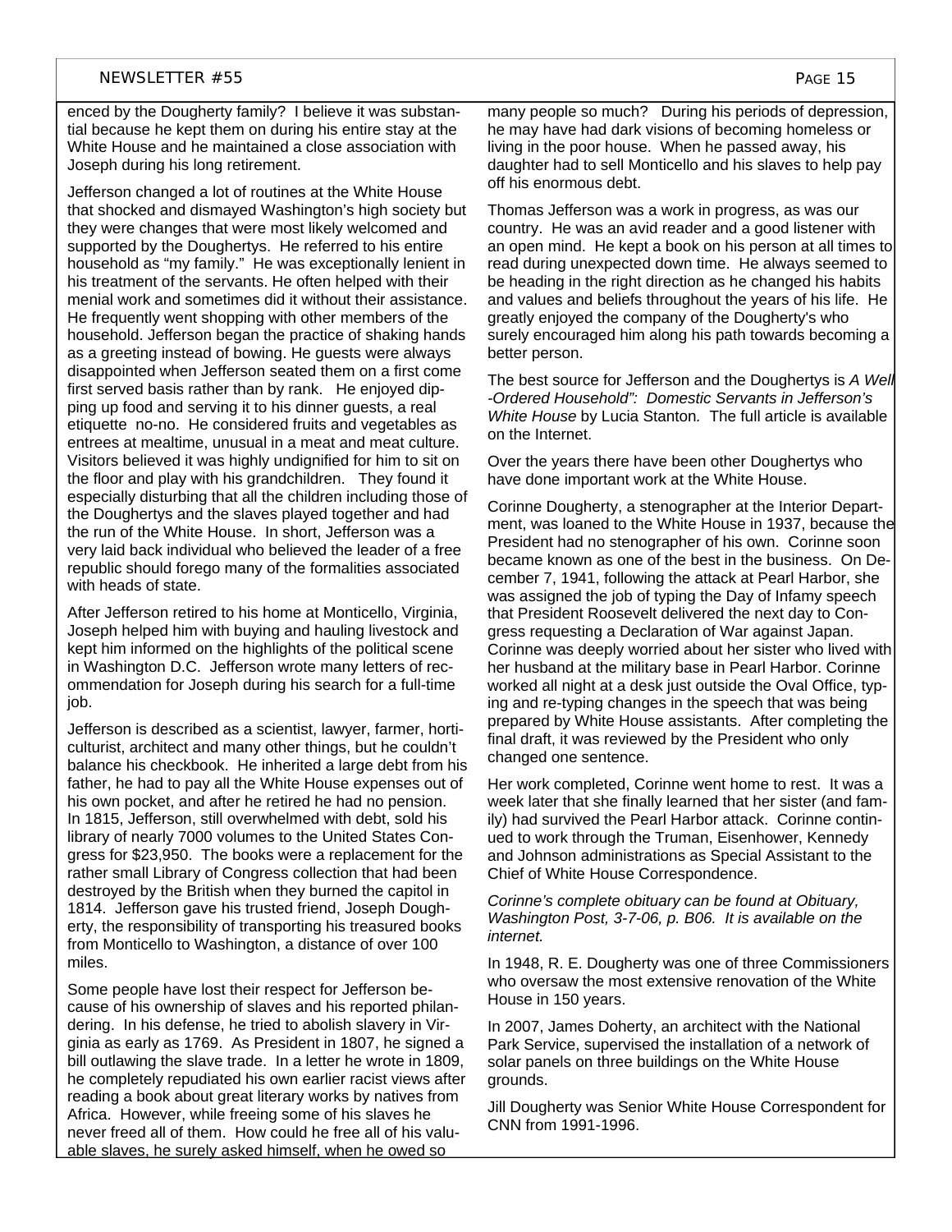enced by the Dougherty family? I believe it was substantial because he kept them on during his entire stay at the White House and he maintained a close association with Joseph during his long retirement.

Jefferson changed a lot of routines at the White House that shocked and dismayed Washington's high society but they were changes that were most likely welcomed and supported by the Doughertys. He referred to his entire household as "my family." He was exceptionally lenient in his treatment of the servants. He often helped with their menial work and sometimes did it without their assistance. He frequently went shopping with other members of the household. Jefferson began the practice of shaking hands as a greeting instead of bowing. He guests were always disappointed when Jefferson seated them on a first come first served basis rather than by rank. He enjoyed dipping up food and serving it to his dinner guests, a real etiquette no-no. He considered fruits and vegetables as entrees at mealtime, unusual in a meat and meat culture. Visitors believed it was highly undignified for him to sit on the floor and play with his grandchildren. They found it especially disturbing that all the children including those of the Doughertys and the slaves played together and had the run of the White House. In short, Jefferson was a very laid back individual who believed the leader of a free republic should forego many of the formalities associated with heads of state.

After Jefferson retired to his home at Monticello, Virginia, Joseph helped him with buying and hauling livestock and kept him informed on the highlights of the political scene in Washington D.C. Jefferson wrote many letters of recommendation for Joseph during his search for a full-time job.

Jefferson is described as a scientist, lawyer, farmer, horticulturist, architect and many other things, but he couldn't balance his checkbook. He inherited a large debt from his father, he had to pay all the White House expenses out of his own pocket, and after he retired he had no pension. In 1815, Jefferson, still overwhelmed with debt, sold his library of nearly 7000 volumes to the United States Congress for $23,950. The books were a replacement for the rather small Library of Congress collection that had been destroyed by the British when they burned the capitol in 1814. Jefferson gave his trusted friend, Joseph Dougherty, the responsibility of transporting his treasured books from Monticello to Washington, a distance of over 100 miles.

Some people have lost their respect for Jefferson because of his ownership of slaves and his reported philandering. In his defense, he tried to abolish slavery in Virginia as early as 1769. As President in 1807, he signed a bill outlawing the slave trade. In a letter he wrote in 1809, he completely repudiated his own earlier racist views after reading a book about great literary works by natives from Africa. However, while freeing some of his slaves he never freed all of them. How could he free all of his valuable slaves, he surely asked himself, when he owed so many people so much? During his periods of depression, he may have had dark visions of becoming homeless or living in the poor house. When he passed away, his daughter had to sell Monticello and his slaves to help pay off his enormous debt.

Thomas Jefferson was a work in progress, as was our country. He was an avid reader and a good listener with an open mind. He kept a book on his person at all times to read during unexpected down time. He always seemed to be heading in the right direction as he changed his habits and values and beliefs throughout the years of his life. He greatly enjoyed the company of the Dougherty's who surely encouraged him along his path towards becoming a better person.

The best source for Jefferson and the Doughertys is *A Well-Ordered Household": Domestic Servants in Jefferson's White House* by Lucia Stanton. The full article is available on the Internet.

Over the years there have been other Doughertys who have done important work at the White House.

Corinne Dougherty, a stenographer at the Interior Department, was loaned to the White House in 1937, because the President had no stenographer of his own. Corinne soon became known as one of the best in the business. On December 7, 1941, following the attack at Pearl Harbor, she was assigned the job of typing the Day of Infamy speech that President Roosevelt delivered the next day to Congress requesting a Declaration of War against Japan. Corinne was deeply worried about her sister who lived with her husband at the military base in Pearl Harbor. Corinne worked all night at a desk just outside the Oval Office, typing and re-typing changes in the speech that was being prepared by White House assistants. After completing the final draft, it was reviewed by the President who only changed one sentence.

Her work completed, Corinne went home to rest. It was a week later that she finally learned that her sister (and family) had survived the Pearl Harbor attack. Corinne continued to work through the Truman, Eisenhower, Kennedy and Johnson administrations as Special Assistant to the Chief of White House Correspondence.

*Corinne's complete obituary can be found at Obituary, Washington Post, 3-7-06, p. B06. It is available on the internet.*

In 1948, R. E. Dougherty was one of three Commissioners who oversaw the most extensive renovation of the White House in 150 years.

In 2007, James Doherty, an architect with the National Park Service, supervised the installation of a network of solar panels on three buildings on the White House grounds.

Jill Dougherty was Senior White House Correspondent for CNN from 1991-1996.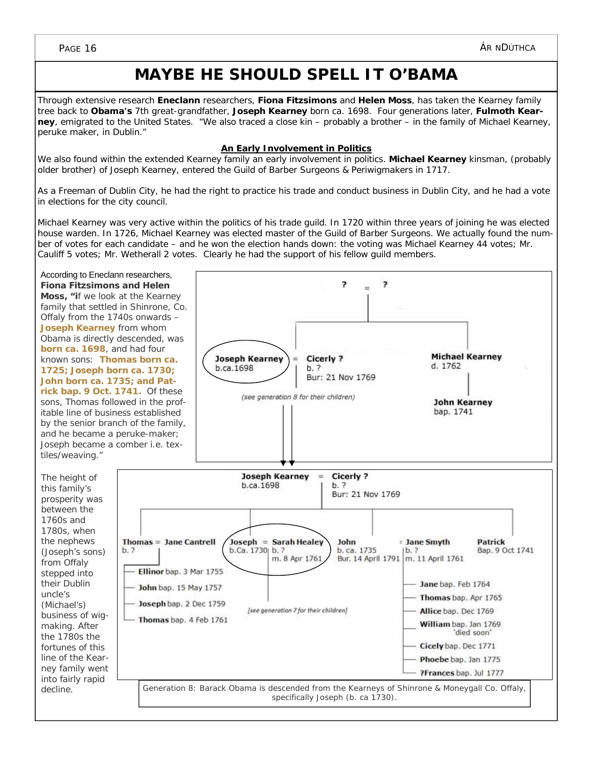# MAYBE HE SHOULD SPELL IT O'BAMA

Through extensive research **Eneclann** researchers, **Fiona Fitzsimons** and **Helen Moss**, has taken the Kearney family tree back to **Obama's** 7th great-grandfather, **Joseph Kearney** born ca. 1698. Four generations later, **Fulmoth Kearney**, emigrated to the United States. "We also traced a close kin – probably a brother – in the family of Michael Kearney, peruke maker, in Dublin."

## An Early Involvement in Politics

We also found within the extended Kearney family an early involvement in politics. **Michael Kearney** kinsman, (probably older brother) of Joseph Kearney, entered the Guild of Barber Surgeons & Periwigmakers in 1717.

As a Freeman of Dublin City, he had the right to practice his trade and conduct business in Dublin City, and he had a vote in elections for the city council.

Michael Kearney was very active within the politics of his trade guild. In 1720 within three years of joining he was elected house warden. In 1726, Michael Kearney was elected master of the Guild of Barber Surgeons. We actually found the number of votes for each candidate – and he won the election hands down: the voting was Michael Kearney 44 votes; Mr. Cauliff 5 votes; Mr. Wetherall 2 votes. Clearly he had the support of his fellow guild members.

According to Eneclann researchers, **Fiona Fitzsimons and Helen Moss, "i**f we look at the Kearney family that settled in Shinrone, Co. Offaly from the 1740s onwards – **Joseph Kearney** from whom Obama is directly descended, was **born ca. 1698**, and had four known sons: **Thomas born ca. 1725; Joseph born ca. 1730; John born ca. 1735; and Patrick bap. 9 Oct. 1741.** Of these sons, Thomas followed in the profitable line of business established by the senior branch of the family, and he became a peruke-maker; Joseph became a comber i.e. textiles/weaving."

The height of this family's prosperity was between the 1760s and 1780s, when the nephews (Joseph's sons) from Offaly stepped into their Dublin uncle's (Michael's) business of wig-making. After the 1780s the fortunes of this line of the Kearney family went into fairly rapid decline.

? = ?
- **Joseph Kearney** b.ca.1698 = **Cicerly ?** b. ? Bur: 21 Nov 1769
  - *(see generation 8 for their children)*
- **Michael Kearney** d. 1762
  - **John Kearney** bap. 1741

**Joseph Kearney** b.ca.1698 = **Cicerly ?** b. ? Bur: 21 Nov 1769
- **Thomas** b. ? = **Jane Cantrell**
  - **Ellinor** bap. 3 Mar 1755
  - **John** bap. 15 May 1757
  - **Joseph** bap. 2 Dec 1759
  - **Thomas** bap. 4 Feb 1761
- **Joseph** b.Ca. 1730 = **Sarah Healey** b. ? m. 8 Apr 1761
  - *[see generation 7 for their children]*
- **John** b. ca. 1735 Bur. 14 April 1791 = **Jane Smyth** b. ? m. 11 April 1761
  - **Jane** bap. Feb 1764
  - **Thomas** bap. Apr 1765
  - **Allice** bap. Dec 1769
  - **William** bap. Jan 1769 'died soon'
  - **Cicely** bap. Dec 1771
  - **Phoebe** bap. Jan 1775
  - **?Frances** bap. Jul 1777
- **Patrick** Bap. 9 Oct 1741

Generation 8: Barack Obama is descended from the Kearneys of Shinrone & Moneygall Co. Offaly, specifically Joseph (b. ca 1730).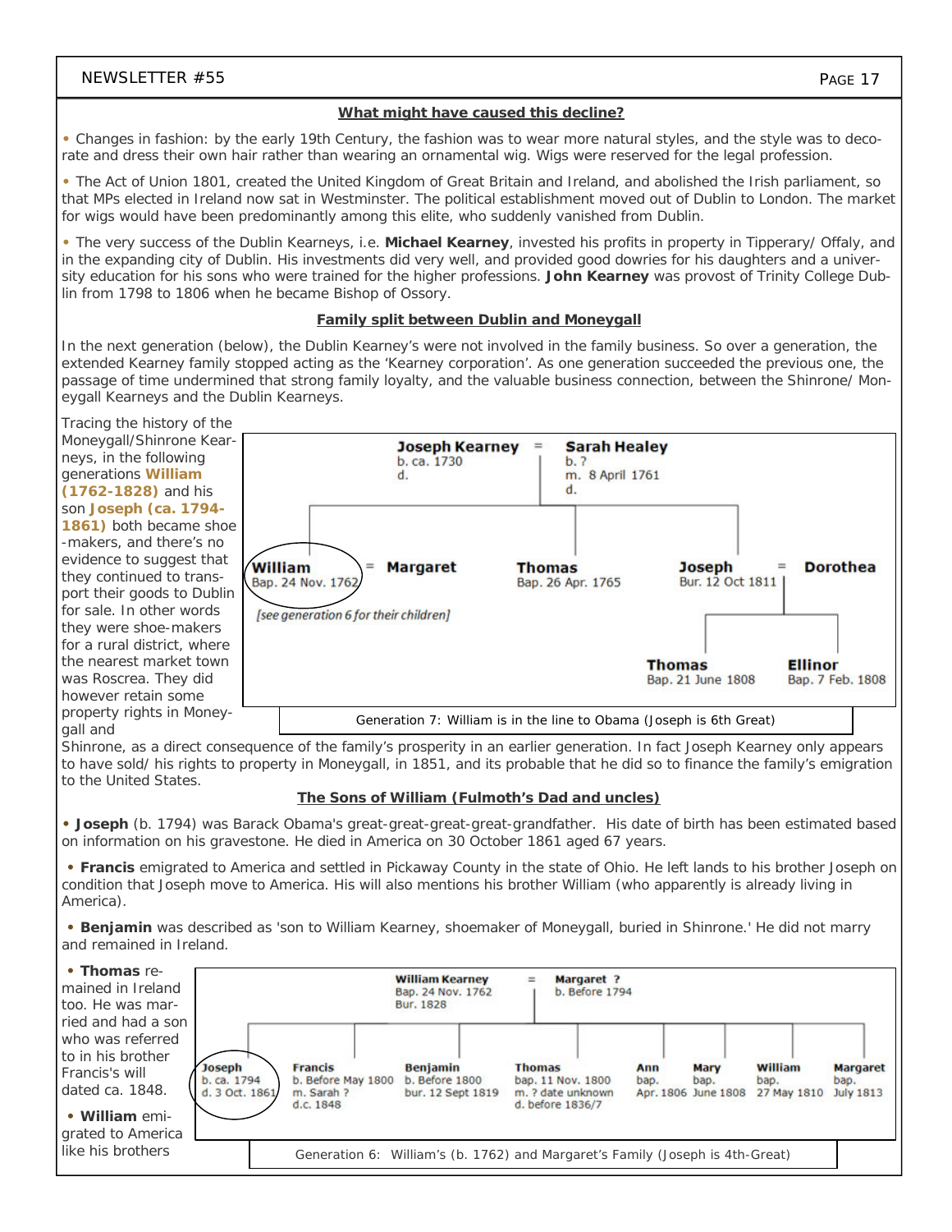### What might have caused this decline?

- Changes in fashion: by the early 19th Century, the fashion was to wear more natural styles, and the style was to decorate and dress their own hair rather than wearing an ornamental wig. Wigs were reserved for the legal profession.
- The Act of Union 1801, created the United Kingdom of Great Britain and Ireland, and abolished the Irish parliament, so that MPs elected in Ireland now sat in Westminster. The political establishment moved out of Dublin to London. The market for wigs would have been predominantly among this elite, who suddenly vanished from Dublin.
- The very success of the Dublin Kearneys, i.e. **Michael Kearney**, invested his profits in property in Tipperary/ Offaly, and in the expanding city of Dublin. His investments did very well, and provided good dowries for his daughters and a university education for his sons who were trained for the higher professions. **John Kearney** was provost of Trinity College Dublin from 1798 to 1806 when he became Bishop of Ossory.

### Family split between Dublin and Moneygall

In the next generation (below), the Dublin Kearney's were not involved in the family business. So over a generation, the extended Kearney family stopped acting as the 'Kearney corporation'. As one generation succeeded the previous one, the passage of time undermined that strong family loyalty, and the valuable business connection, between the Shinrone/ Moneygall Kearneys and the Dublin Kearneys.

Tracing the history of the Moneygall/Shinrone Kearneys, in the following generations **William (1762-1828)** and his son **Joseph (ca. 1794-1861)** both became shoe-makers, and there's no evidence to suggest that they continued to transport their goods to Dublin for sale. In other words they were shoe-makers for a rural district, where the nearest market town was Roscrea. They did however retain some property rights in Moneygall and Shinrone, as a direct consequence of the family's prosperity in an earlier generation. In fact Joseph Kearney only appears to have sold/ his rights to property in Moneygall, in 1851, and its probable that he did so to finance the family's emigration to the United States.

**Joseph Kearney** b. ca. 1730 d. = **Sarah Healey** b. ? m. 8 April 1761 d.

- **William** Bap. 24 Nov. 1762 = **Margaret** *[see generation 6 for their children]*
- **Thomas** Bap. 26 Apr. 1765
- **Joseph** Bur. 12 Oct 1811 = **Dorothea**
  - **Thomas** Bap. 21 June 1808
  - **Ellinor** Bap. 7 Feb. 1808

Generation 7: William is in the line to Obama (Joseph is 6th Great)

### The Sons of William (Fulmoth's Dad and uncles)

- **Joseph** (b. 1794) was Barack Obama's great-great-great-great-grandfather. His date of birth has been estimated based on information on his gravestone. He died in America on 30 October 1861 aged 67 years.
- **Francis** emigrated to America and settled in Pickaway County in the state of Ohio. He left lands to his brother Joseph on condition that Joseph move to America. His will also mentions his brother William (who apparently is already living in America).
- **Benjamin** was described as 'son to William Kearney, shoemaker of Moneygall, buried in Shinrone.' He did not marry and remained in Ireland.
- **Thomas** remained in Ireland too. He was married and had a son who was referred to in his brother Francis's will dated ca. 1848.
- **William** emigrated to America like his brothers

**William Kearney** Bap. 24 Nov. 1762 Bur. 1828 = **Margaret ?** b. Before 1794

- **Joseph** b. ca. 1794 d. 3 Oct. 1861
- **Francis** b. Before May 1800 m. Sarah ? d.c. 1848
- **Benjamin** b. Before 1800 bur. 12 Sept 1819
- **Thomas** bap. 11 Nov. 1800 m. ? date unknown d. before 1836/7
- **Ann** bap. Apr. 1806
- **Mary** bap. June 1808
- **William** bap. 27 May 1810
- **Margaret** bap. July 1813

Generation 6: William's (b. 1762) and Margaret's Family (Joseph is 4th-Great)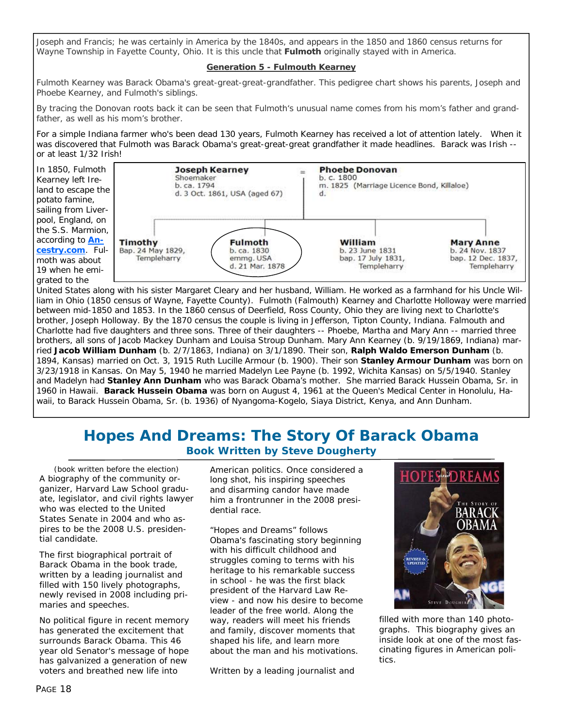Joseph and Francis; he was certainly in America by the 1840s, and appears in the 1850 and 1860 census returns for Wayne Township in Fayette County, Ohio. It is this uncle that **Fulmoth** originally stayed with in America.

## Generation 5 - Fulmouth Kearney

Fulmoth Kearney was Barack Obama's great-great-great-grandfather. This pedigree chart shows his parents, Joseph and Phoebe Kearney, and Fulmoth's siblings.

By tracing the Donovan roots back it can be seen that Fulmoth's unusual name comes from his mom's father and grandfather, as well as his mom's brother.

For a simple Indiana farmer who's been dead 130 years, Fulmoth Kearney has received a lot of attention lately. When it was discovered that Fulmoth was Barack Obama's great-great-great grandfather it made headlines. Barack was Irish -- or at least 1/32 Irish!

**Joseph Kearney**
Shoemaker
b. ca. 1794
d. 3 Oct. 1861, USA (aged 67)

=

**Phoebe Donovan**
b. c. 1800
m. 1825 (Marriage Licence Bond, Killaloe)
d.

**Timothy**
Bap. 24 May 1829, Templeharry

**Fulmoth**
b. ca. 1830
emmg. USA
d. 21 Mar. 1878

**William**
b. 23 June 1831
bap. 17 July 1831, Templeharry

**Mary Anne**
b. 24 Nov. 1837
bap. 12 Dec. 1837, Templeharry

In 1850, Fulmoth Kearney left Ireland to escape the potato famine, sailing from Liverpool, England, on the S.S. Marmion, according to Ancestry.com. Fulmoth was about 19 when he emigrated to the United States along with his sister Margaret Cleary and her husband, William. He worked as a farmhand for his Uncle William in Ohio (1850 census of Wayne, Fayette County). Fulmoth (Falmouth) Kearney and Charlotte Holloway were married between mid-1850 and 1853. In the 1860 census of Deerfield, Ross County, Ohio they are living next to Charlotte's brother, Joseph Holloway. By the 1870 census the couple is living in Jefferson, Tipton County, Indiana. Falmouth and Charlotte had five daughters and three sons. Three of their daughters -- Phoebe, Martha and Mary Ann -- married three brothers, all sons of Jacob Mackey Dunham and Louisa Stroup Dunham. Mary Ann Kearney (b. 9/19/1869, Indiana) married **Jacob William Dunham** (b. 2/7/1863, Indiana) on 3/1/1890. Their son, **Ralph Waldo Emerson Dunham** (b. 1894, Kansas) married on Oct. 3, 1915 Ruth Lucille Armour (b. 1900). Their son **Stanley Armour Dunham** was born on 3/23/1918 in Kansas. On May 5, 1940 he married Madelyn Lee Payne (b. 1992, Wichita Kansas) on 5/5/1940. Stanley and Madelyn had **Stanley Ann Dunham** who was Barack Obama's mother. She married Barack Hussein Obama, Sr. in 1960 in Hawaii. **Barack Hussein Obama** was born on August 4, 1961 at the Queen's Medical Center in Honolulu, Hawaii, to Barack Hussein Obama, Sr. (b. 1936) of Nyangoma-Kogelo, Siaya District, Kenya, and Ann Dunham.

# Hopes And Dreams: The Story Of Barack Obama

### Book Written by Steve Dougherty

(book written before the election)

A biography of the community organizer, Harvard Law School graduate, legislator, and civil rights lawyer who was elected to the United States Senate in 2004 and who aspires to be the 2008 U.S. presidential candidate.

The first biographical portrait of Barack Obama in the book trade, written by a leading journalist and filled with 150 lively photographs, newly revised in 2008 including primaries and speeches.

No political figure in recent memory has generated the excitement that surrounds Barack Obama. This 46 year old Senator's message of hope has galvanized a generation of new voters and breathed new life into American politics. Once considered a long shot, his inspiring speeches and disarming candor have made him a frontrunner in the 2008 presidential race.

"Hopes and Dreams" follows Obama's fascinating story beginning with his difficult childhood and struggles coming to terms with his heritage to his remarkable success in school - he was the first black president of the Harvard Law Review - and now his desire to become leader of the free world. Along the way, readers will meet his friends and family, discover moments that shaped his life, and learn more about the man and his motivations.

Written by a leading journalist and filled with more than 140 photographs. This biography gives an inside look at one of the most fascinating figures in American politics.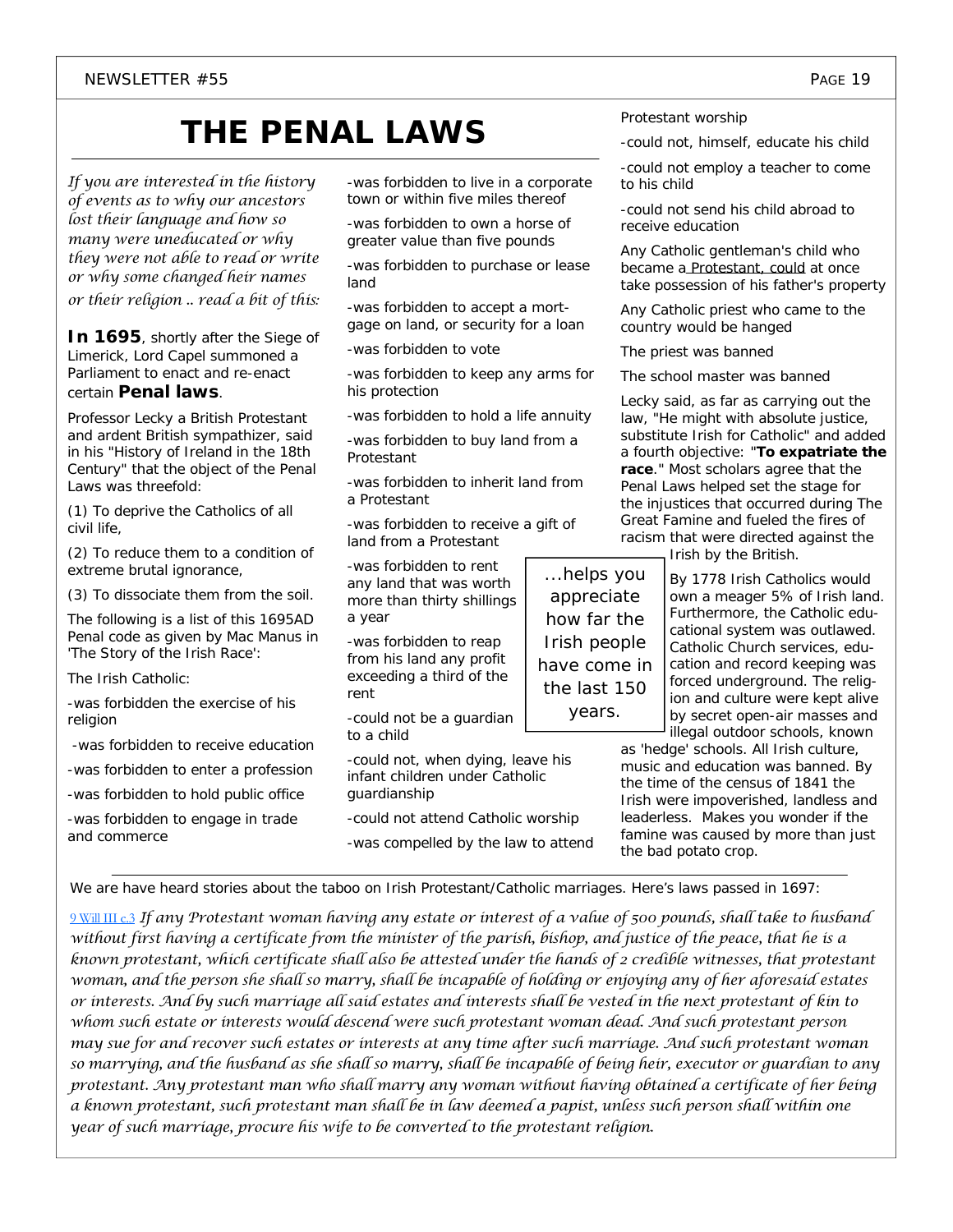# THE PENAL LAWS

*If you are interested in the history of events as to why our ancestors lost their language and how so many were uneducated or why they were not able to read or write or why some changed heir names or their religion .. read a bit of this:*

**In 1695**, shortly after the Siege of Limerick, Lord Capel summoned a Parliament to enact and re-enact certain **Penal laws**.

Professor Lecky a British Protestant and ardent British sympathizer, said in his "History of Ireland in the 18th Century" that the object of the Penal Laws was threefold:

(1) To deprive the Catholics of all civil life,

(2) To reduce them to a condition of extreme brutal ignorance,

(3) To dissociate them from the soil.

The following is a list of this 1695AD Penal code as given by Mac Manus in 'The Story of the Irish Race':

The Irish Catholic:

-was forbidden the exercise of his religion

-was forbidden to receive education

-was forbidden to enter a profession

-was forbidden to hold public office

-was forbidden to engage in trade and commerce

-was forbidden to live in a corporate town or within five miles thereof

-was forbidden to own a horse of greater value than five pounds

-was forbidden to purchase or lease land

-was forbidden to accept a mortgage on land, or security for a loan

-was forbidden to vote

-was forbidden to keep any arms for his protection

-was forbidden to hold a life annuity

-was forbidden to buy land from a Protestant

-was forbidden to inherit land from a Protestant

-was forbidden to receive a gift of land from a Protestant

-was forbidden to rent any land that was worth more than thirty shillings a year

-was forbidden to reap from his land any profit exceeding a third of the rent

-could not be a guardian to a child

-could not, when dying, leave his infant children under Catholic guardianship

-could not attend Catholic worship

-was compelled by the law to attend Protestant worship

-could not, himself, educate his child

-could not employ a teacher to come to his child

-could not send his child abroad to receive education

Any Catholic gentleman's child who became a Protestant, could at once take possession of his father's property

Any Catholic priest who came to the country would be hanged

The priest was banned

The school master was banned

Lecky said, as far as carrying out the law, "He might with absolute justice, substitute Irish for Catholic" and added a fourth objective: "**To expatriate the race**." Most scholars agree that the Penal Laws helped set the stage for the injustices that occurred during The Great Famine and fueled the fires of racism that were directed against the Irish by the British.

> …helps you appreciate how far the Irish people have come in the last 150 years.

By 1778 Irish Catholics would own a meager 5% of Irish land. Furthermore, the Catholic educational system was outlawed. Catholic Church services, education and record keeping was forced underground. The religion and culture were kept alive by secret open-air masses and illegal outdoor schools, known as 'hedge' schools. All Irish culture, music and education was banned. By the time of the census of 1841 the Irish were impoverished, landless and leaderless. Makes you wonder if the famine was caused by more than just the bad potato crop.

---

We are have heard stories about the taboo on Irish Protestant/Catholic marriages. Here's laws passed in 1697:

9 Will III c.3 *If any Protestant woman having any estate or interest of a value of 500 pounds, shall take to husband without first having a certificate from the minister of the parish, bishop, and justice of the peace, that he is a known protestant, which certificate shall also be attested under the hands of 2 credible witnesses, that protestant woman, and the person she shall so marry, shall be incapable of holding or enjoying any of her aforesaid estates or interests. And by such marriage all said estates and interests shall be vested in the next protestant of kin to whom such estate or interests would descend were such protestant woman dead. And such protestant person may sue for and recover such estates or interests at any time after such marriage. And such protestant woman so marrying, and the husband as she shall so marry, shall be incapable of being heir, executor or guardian to any protestant. Any protestant man who shall marry any woman without having obtained a certificate of her being a known protestant, such protestant man shall be in law deemed a papist, unless such person shall within one year of such marriage, procure his wife to be converted to the protestant religion.*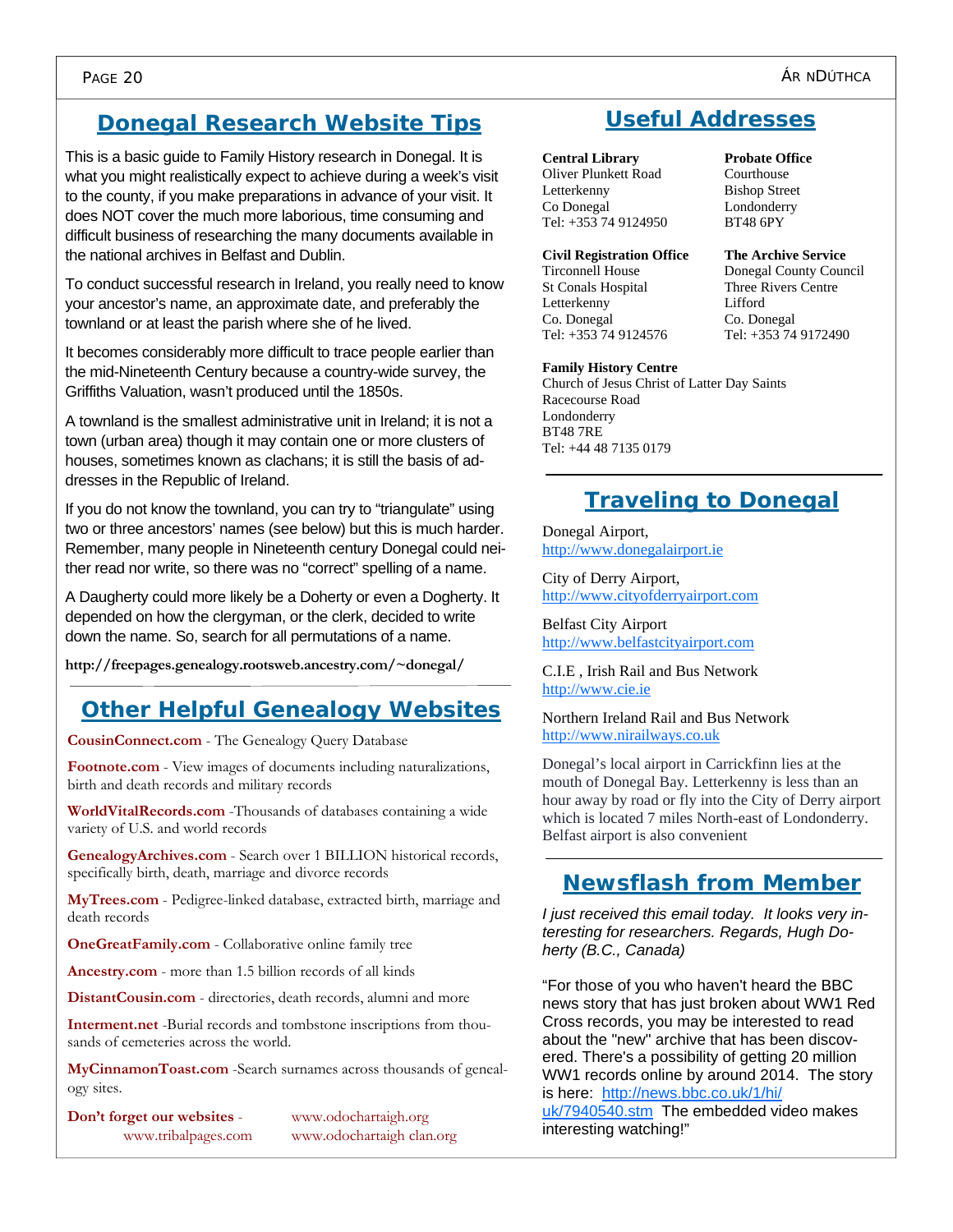## Donegal Research Website Tips

This is a basic guide to Family History research in Donegal. It is what you might realistically expect to achieve during a week's visit to the county, if you make preparations in advance of your visit. It does NOT cover the much more laborious, time consuming and difficult business of researching the many documents available in the national archives in Belfast and Dublin.

To conduct successful research in Ireland, you really need to know your ancestor's name, an approximate date, and preferably the townland or at least the parish where she of he lived.

It becomes considerably more difficult to trace people earlier than the mid-Nineteenth Century because a country-wide survey, the Griffiths Valuation, wasn't produced until the 1850s.

A townland is the smallest administrative unit in Ireland; it is not a town (urban area) though it may contain one or more clusters of houses, sometimes known as clachans; it is still the basis of addresses in the Republic of Ireland.

If you do not know the townland, you can try to "triangulate" using two or three ancestors' names (see below) but this is much harder. Remember, many people in Nineteenth century Donegal could neither read nor write, so there was no "correct" spelling of a name.

A Daugherty could more likely be a Doherty or even a Dogherty. It depended on how the clergyman, or the clerk, decided to write down the name. So, search for all permutations of a name.

**http://freepages.genealogy.rootsweb.ancestry.com/~donegal/**

## Other Helpful Genealogy Websites

**CousinConnect.com** - The Genealogy Query Database

**Footnote.com** - View images of documents including naturalizations, birth and death records and military records

**WorldVitalRecords.com** -Thousands of databases containing a wide variety of U.S. and world records

**GenealogyArchives.com** - Search over 1 BILLION historical records, specifically birth, death, marriage and divorce records

**MyTrees.com** - Pedigree-linked database, extracted birth, marriage and death records

**OneGreatFamily.com** - Collaborative online family tree

**Ancestry.com** - more than 1.5 billion records of all kinds

**DistantCousin.com** - directories, death records, alumni and more

**Interment.net** -Burial records and tombstone inscriptions from thousands of cemeteries across the world.

**MyCinnamonToast.com** -Search surnames across thousands of genealogy sites.

**Don't forget our websites** - www.odochartaigh.org
www.tribalpages.com www.odochartaigh clan.org

## Useful Addresses

**Central Library**
Oliver Plunkett Road
Letterkenny
Co Donegal
Tel: +353 74 9124950

**Probate Office**
Courthouse
Bishop Street
Londonderry
BT48 6PY

**Civil Registration Office**
Tirconnell House
St Conals Hospital
Letterkenny
Co. Donegal
Tel: +353 74 9124576

**The Archive Service**
Donegal County Council
Three Rivers Centre
Lifford
Co. Donegal
Tel: +353 74 9172490

**Family History Centre**
Church of Jesus Christ of Latter Day Saints
Racecourse Road
Londonderry
BT48 7RE
Tel: +44 48 7135 0179

## Traveling to Donegal

Donegal Airport,
http://www.donegalairport.ie

City of Derry Airport,
http://www.cityofderryairport.com

Belfast City Airport
http://www.belfastcityairport.com

C.I.E , Irish Rail and Bus Network
http://www.cie.ie

Northern Ireland Rail and Bus Network
http://www.nirailways.co.uk

Donegal's local airport in Carrickfinn lies at the mouth of Donegal Bay. Letterkenny is less than an hour away by road or fly into the City of Derry airport which is located 7 miles North-east of Londonderry. Belfast airport is also convenient

## Newsflash from Member

*I just received this email today. It looks very interesting for researchers. Regards, Hugh Doherty (B.C., Canada)*

"For those of you who haven't heard the BBC news story that has just broken about WW1 Red Cross records, you may be interested to read about the "new" archive that has been discovered. There's a possibility of getting 20 million WW1 records online by around 2014. The story is here: http://news.bbc.co.uk/1/hi/uk/7940540.stm The embedded video makes interesting watching!"